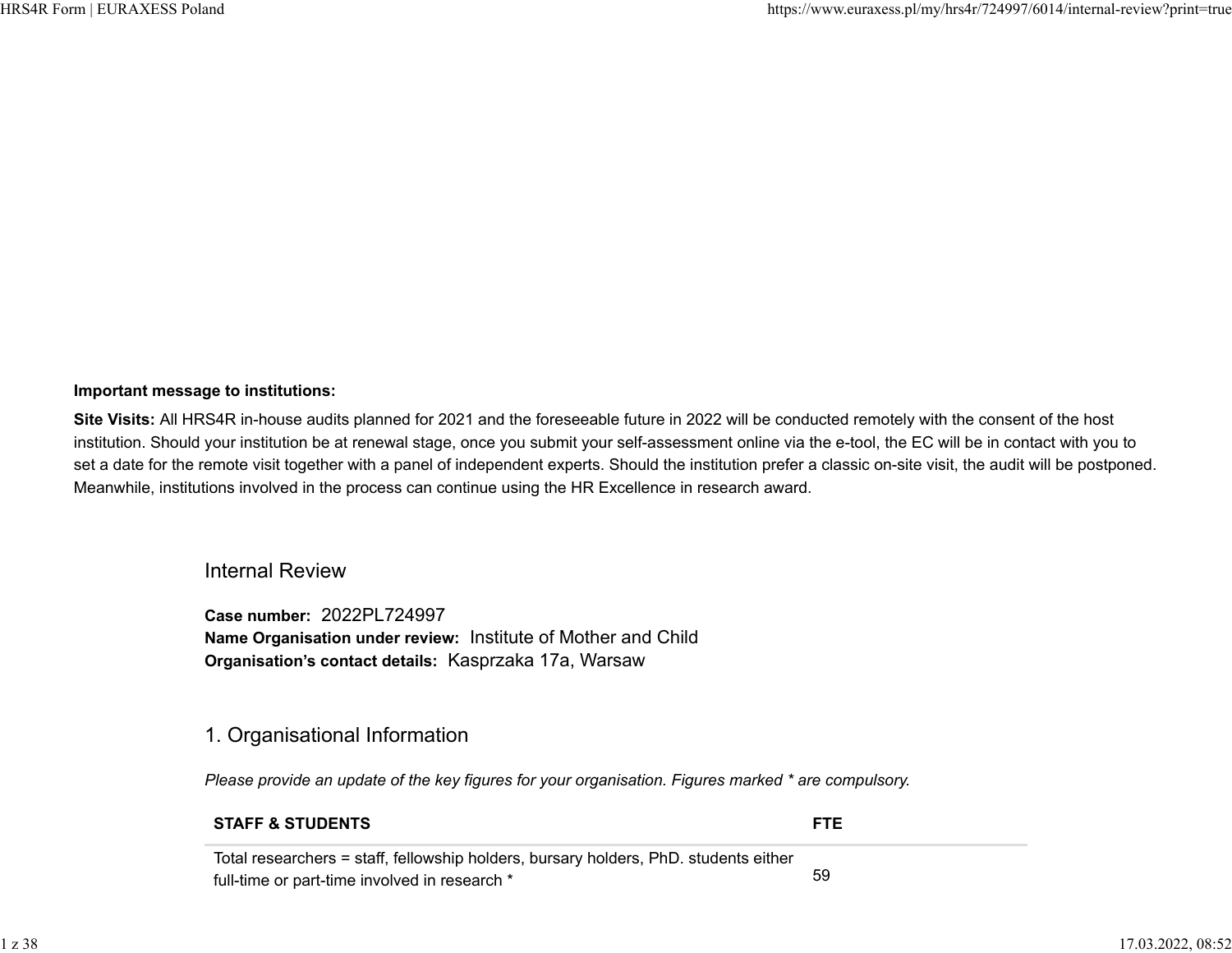**Important message to institutions:**

**Site Visits:** All HRS4R in-house audits planned for 2021 and the foreseeable future in 2022 will be conducted remotely with the consent of the host institution. Should your institution be at renewal stage, once you submit your self-assessment online via the e-tool, the EC will be in contact with you to set a date for the remote visit together with a panel of independent experts. Should the institution prefer a classic on-site visit, the audit will be postponed. Meanwhile, institutions involved in the process can continue using the HR Excellence in research award.

## Internal Review

**Case number:** 2022PL724997
**Name Organisation under review:** Institute of Mother and Child
**Organisation's contact details:** Kasprzaka 17a, Warsaw

## 1. Organisational Information

*Please provide an update of the key figures for your organisation. Figures marked * are compulsory.*

| STAFF & STUDENTS | FTE |
|---|---|
| Total researchers = staff, fellowship holders, bursary holders, PhD. students either full-time or part-time involved in research * | 59 |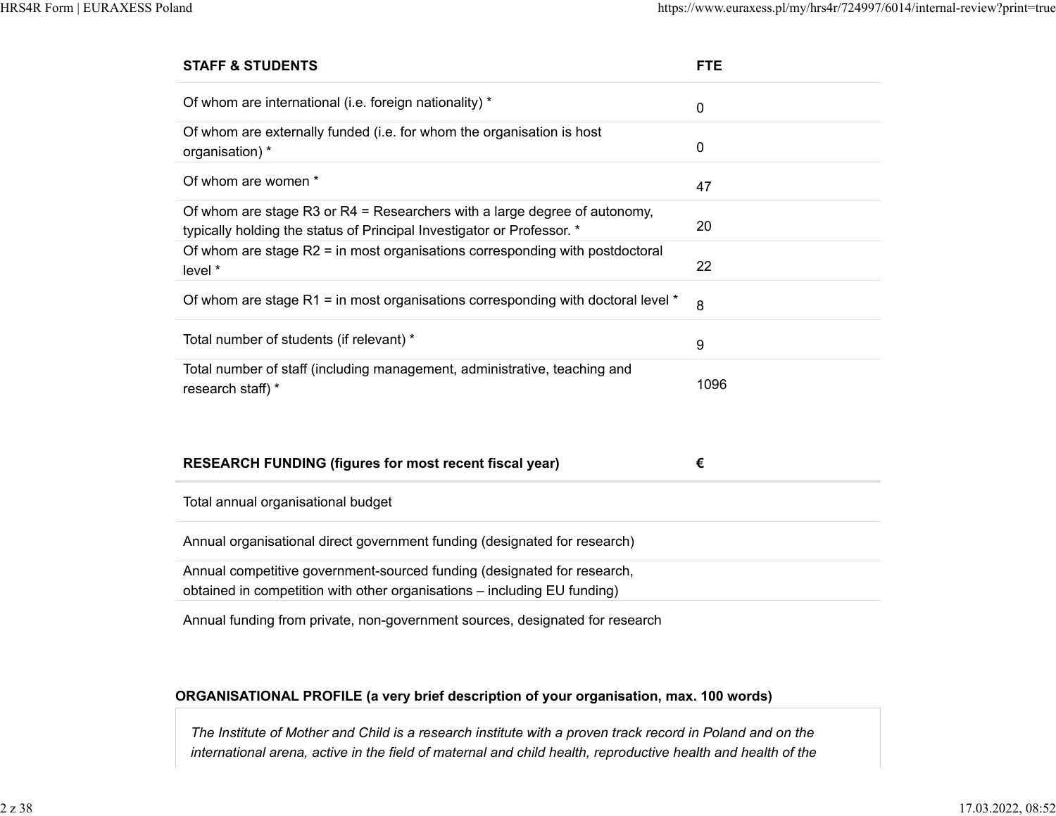| STAFF & STUDENTS | FTE |
|---|---|
| Of whom are international (i.e. foreign nationality) * | 0 |
| Of whom are externally funded (i.e. for whom the organisation is host organisation) * | 0 |
| Of whom are women * | 47 |
| Of whom are stage R3 or R4 = Researchers with a large degree of autonomy, typically holding the status of Principal Investigator or Professor. * | 20 |
| Of whom are stage R2 = in most organisations corresponding with postdoctoral level * | 22 |
| Of whom are stage R1 = in most organisations corresponding with doctoral level * | 8 |
| Total number of students (if relevant) * | 9 |
| Total number of staff (including management, administrative, teaching and research staff) * | 1096 |

| RESEARCH FUNDING (figures for most recent fiscal year) | € |
|---|---|
| Total annual organisational budget | |
| Annual organisational direct government funding (designated for research) | |
| Annual competitive government-sourced funding (designated for research, obtained in competition with other organisations – including EU funding) | |
| Annual funding from private, non-government sources, designated for research | |

**ORGANISATIONAL PROFILE (a very brief description of your organisation, max. 100 words)**

*The Institute of Mother and Child is a research institute with a proven track record in Poland and on the international arena, active in the field of maternal and child health, reproductive health and health of the*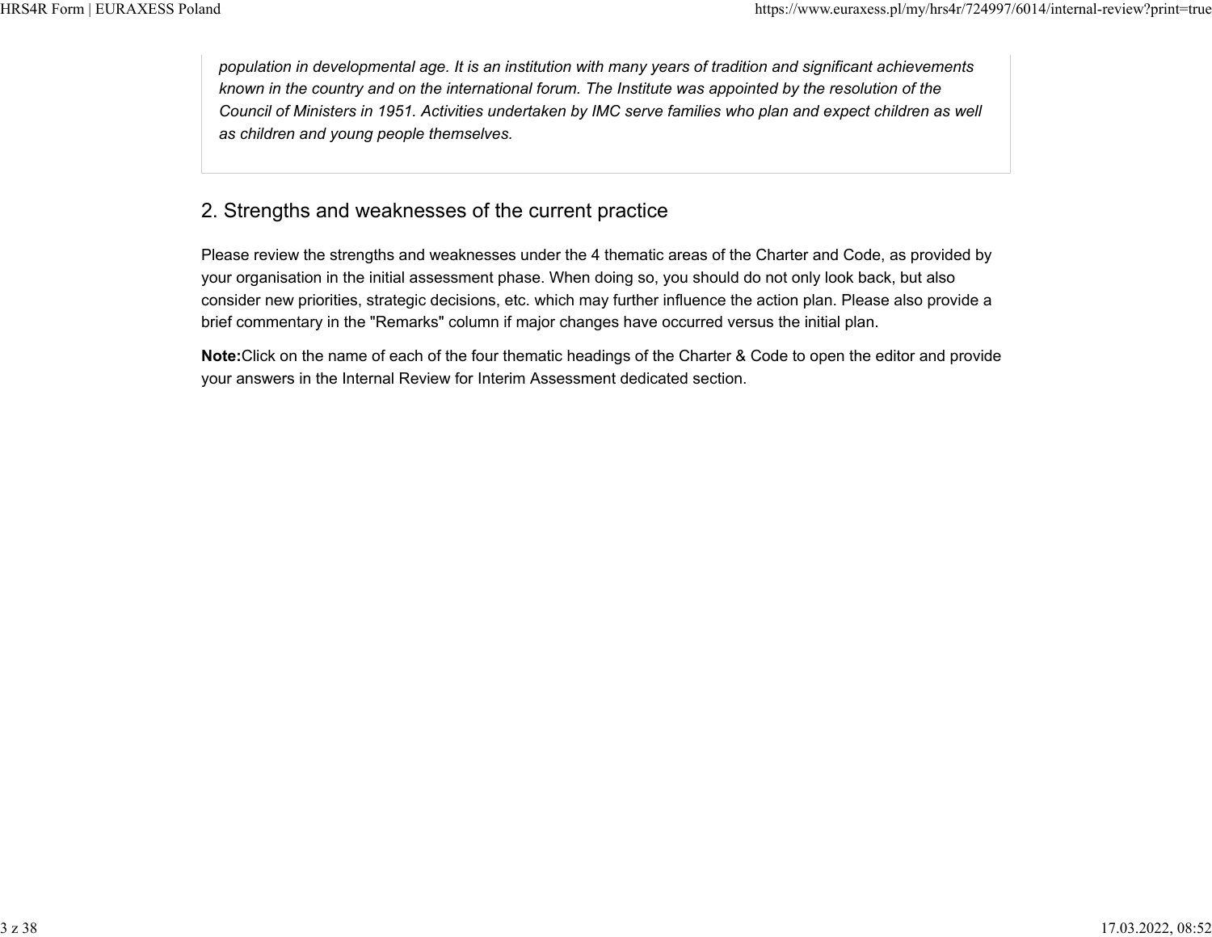*population in developmental age. It is an institution with many years of tradition and significant achievements known in the country and on the international forum. The Institute was appointed by the resolution of the Council of Ministers in 1951. Activities undertaken by IMC serve families who plan and expect children as well as children and young people themselves.*

## 2. Strengths and weaknesses of the current practice

Please review the strengths and weaknesses under the 4 thematic areas of the Charter and Code, as provided by your organisation in the initial assessment phase. When doing so, you should do not only look back, but also consider new priorities, strategic decisions, etc. which may further influence the action plan. Please also provide a brief commentary in the "Remarks" column if major changes have occurred versus the initial plan.

**Note:**Click on the name of each of the four thematic headings of the Charter & Code to open the editor and provide your answers in the Internal Review for Interim Assessment dedicated section.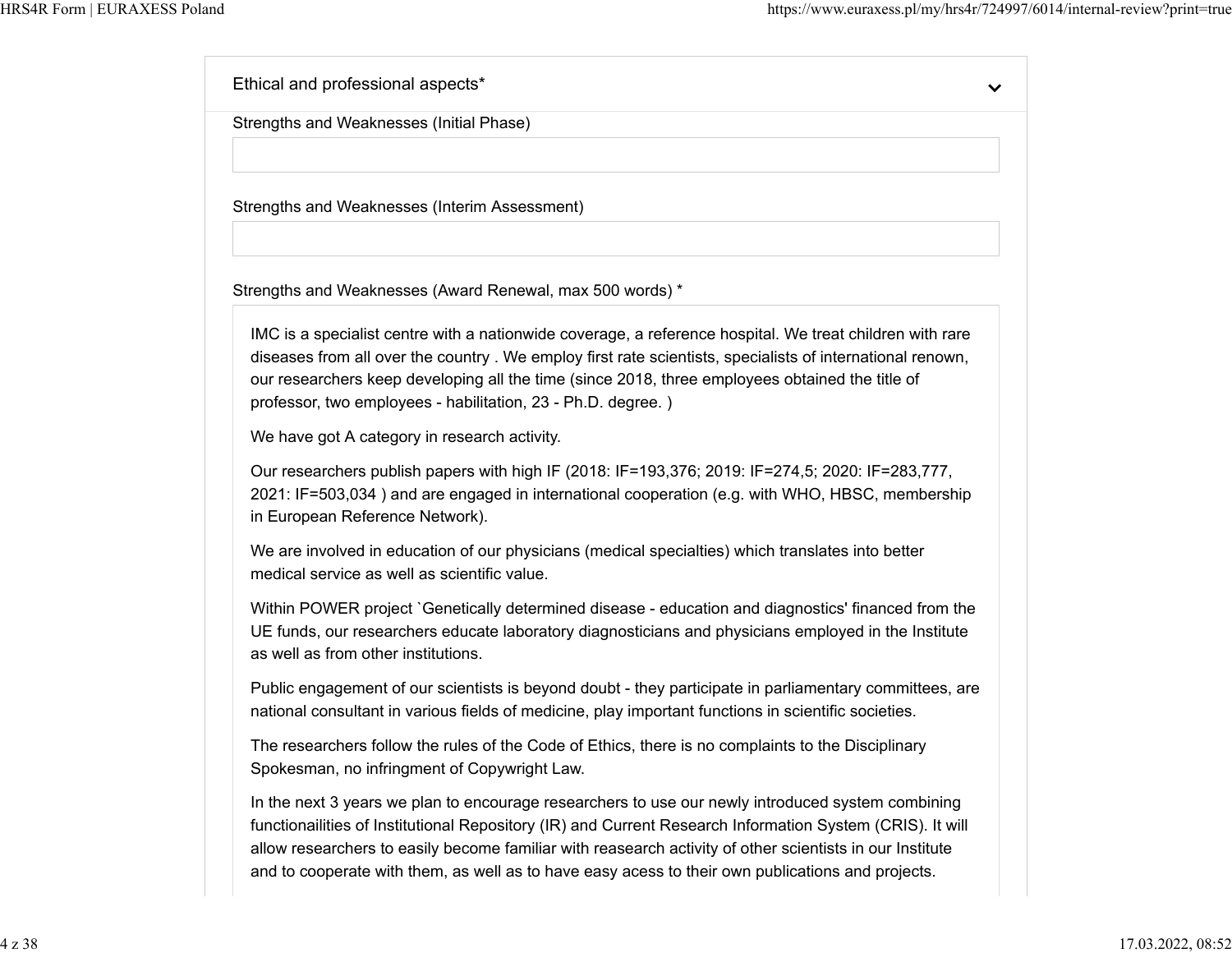## Ethical and professional aspects*

Strengths and Weaknesses (Initial Phase)

Strengths and Weaknesses (Interim Assessment)

Strengths and Weaknesses (Award Renewal, max 500 words) *

IMC is a specialist centre with a nationwide coverage, a reference hospital. We treat children with rare diseases from all over the country . We employ first rate scientists, specialists of international renown, our researchers keep developing all the time (since 2018, three employees obtained the title of professor, two employees - habilitation, 23 - Ph.D. degree. )

We have got A category in research activity.

Our researchers publish papers with high IF (2018: IF=193,376; 2019: IF=274,5; 2020: IF=283,777, 2021: IF=503,034 ) and are engaged in international cooperation (e.g. with WHO, HBSC, membership in European Reference Network).

We are involved in education of our physicians (medical specialties) which translates into better medical service as well as scientific value.

Within POWER project `Genetically determined disease - education and diagnostics' financed from the UE funds, our researchers educate laboratory diagnosticians and physicians employed in the Institute as well as from other institutions.

Public engagement of our scientists is beyond doubt - they participate in parliamentary committees, are national consultant in various fields of medicine, play important functions in scientific societies.

The researchers follow the rules of the Code of Ethics, there is no complaints to the Disciplinary Spokesman, no infringment of Copywright Law.

In the next 3 years we plan to encourage researchers to use our newly introduced system combining functionailities of Institutional Repository (IR) and Current Research Information System (CRIS). It will allow researchers to easily become familiar with reasearch activity of other scientists in our Institute and to cooperate with them, as well as to have easy acess to their own publications and projects.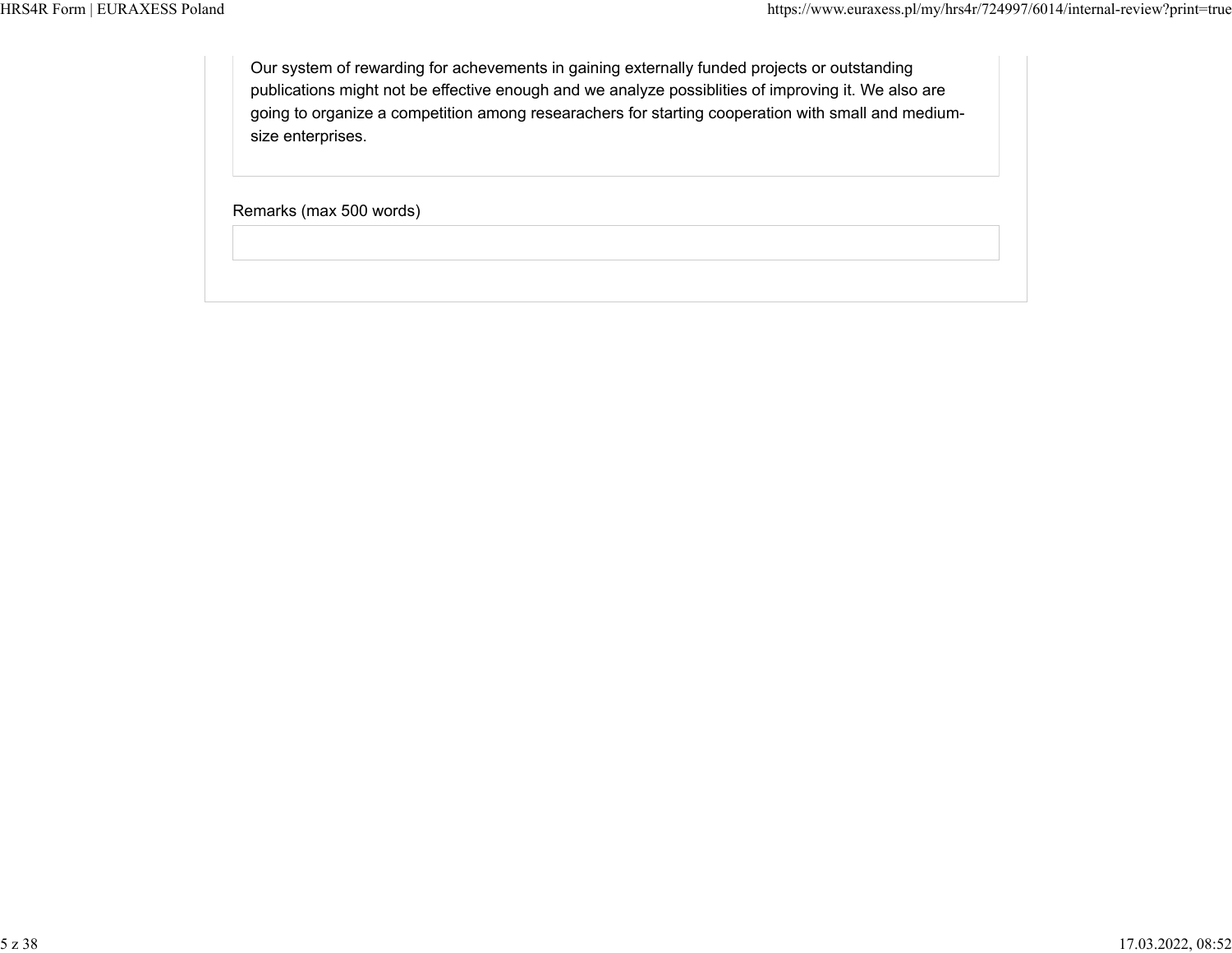Our system of rewarding for achevements in gaining externally funded projects or outstanding publications might not be effective enough and we analyze possiblities of improving it. We also are going to organize a competition among researachers for starting cooperation with small and medium-size enterprises.

Remarks (max 500 words)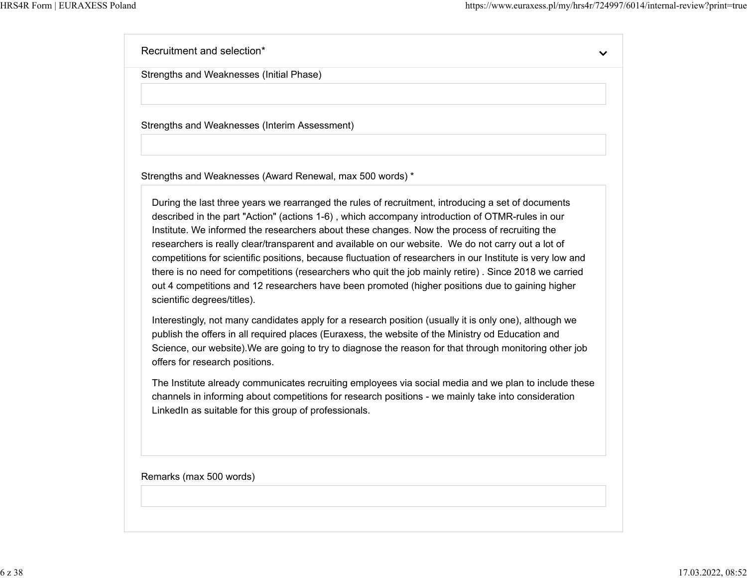## Recruitment and selection*

Strengths and Weaknesses (Initial Phase)

Strengths and Weaknesses (Interim Assessment)

Strengths and Weaknesses (Award Renewal, max 500 words) *

During the last three years we rearranged the rules of recruitment, introducing a set of documents described in the part "Action" (actions 1-6) , which accompany introduction of OTMR-rules in our Institute. We informed the researchers about these changes. Now the process of recruiting the researchers is really clear/transparent and available on our website. We do not carry out a lot of competitions for scientific positions, because fluctuation of researchers in our Institute is very low and there is no need for competitions (researchers who quit the job mainly retire) . Since 2018 we carried out 4 competitions and 12 researchers have been promoted (higher positions due to gaining higher scientific degrees/titles).

Interestingly, not many candidates apply for a research position (usually it is only one), although we publish the offers in all required places (Euraxess, the website of the Ministry od Education and Science, our website).We are going to try to diagnose the reason for that through monitoring other job offers for research positions.

The Institute already communicates recruiting employees via social media and we plan to include these channels in informing about competitions for research positions - we mainly take into consideration LinkedIn as suitable for this group of professionals.

Remarks (max 500 words)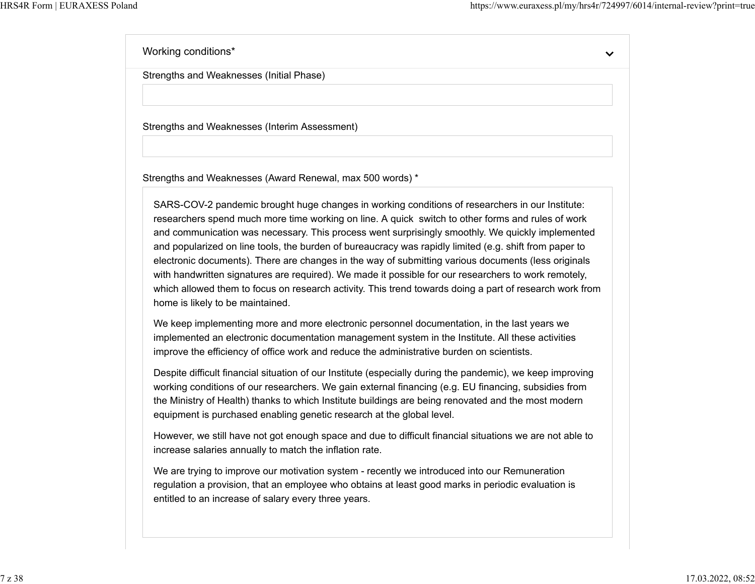## Working conditions*

Strengths and Weaknesses (Initial Phase)

Strengths and Weaknesses (Interim Assessment)

Strengths and Weaknesses (Award Renewal, max 500 words) *

SARS-COV-2 pandemic brought huge changes in working conditions of researchers in our Institute: researchers spend much more time working on line. A quick switch to other forms and rules of work and communication was necessary. This process went surprisingly smoothly. We quickly implemented and popularized on line tools, the burden of bureaucracy was rapidly limited (e.g. shift from paper to electronic documents). There are changes in the way of submitting various documents (less originals with handwritten signatures are required). We made it possible for our researchers to work remotely, which allowed them to focus on research activity. This trend towards doing a part of research work from home is likely to be maintained.

We keep implementing more and more electronic personnel documentation, in the last years we implemented an electronic documentation management system in the Institute. All these activities improve the efficiency of office work and reduce the administrative burden on scientists.

Despite difficult financial situation of our Institute (especially during the pandemic), we keep improving working conditions of our researchers. We gain external financing (e.g. EU financing, subsidies from the Ministry of Health) thanks to which Institute buildings are being renovated and the most modern equipment is purchased enabling genetic research at the global level.

However, we still have not got enough space and due to difficult financial situations we are not able to increase salaries annually to match the inflation rate.

We are trying to improve our motivation system - recently we introduced into our Remuneration regulation a provision, that an employee who obtains at least good marks in periodic evaluation is entitled to an increase of salary every three years.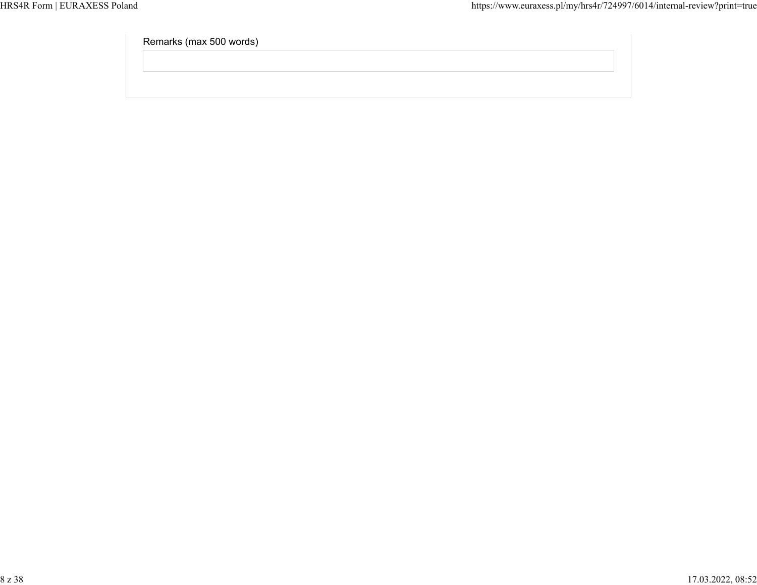Remarks (max 500 words)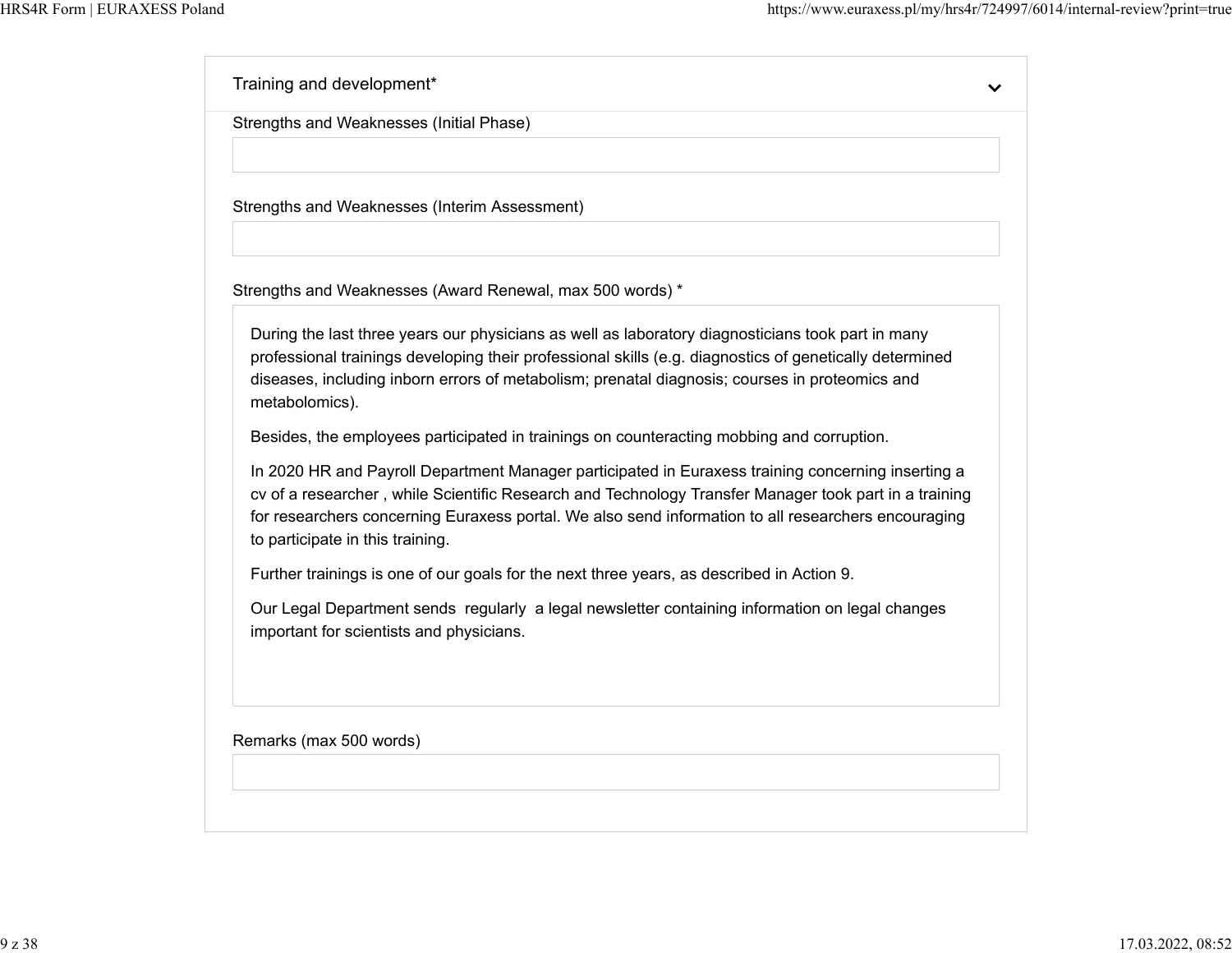## Training and development*

Strengths and Weaknesses (Initial Phase)

Strengths and Weaknesses (Interim Assessment)

Strengths and Weaknesses (Award Renewal, max 500 words) *

During the last three years our physicians as well as laboratory diagnosticians took part in many professional trainings developing their professional skills (e.g. diagnostics of genetically determined diseases, including inborn errors of metabolism; prenatal diagnosis; courses in proteomics and metabolomics).

Besides, the employees participated in trainings on counteracting mobbing and corruption.

In 2020 HR and Payroll Department Manager participated in Euraxess training concerning inserting a cv of a researcher , while Scientific Research and Technology Transfer Manager took part in a training for researchers concerning Euraxess portal. We also send information to all researchers encouraging to participate in this training.

Further trainings is one of our goals for the next three years, as described in Action 9.

Our Legal Department sends regularly a legal newsletter containing information on legal changes important for scientists and physicians.

Remarks (max 500 words)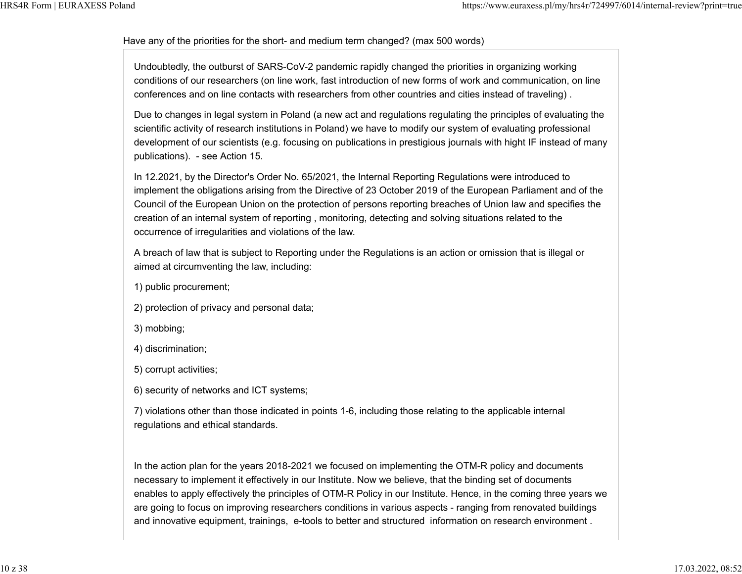Have any of the priorities for the short- and medium term changed? (max 500 words)

Undoubtedly, the outburst of SARS-CoV-2 pandemic rapidly changed the priorities in organizing working conditions of our researchers (on line work, fast introduction of new forms of work and communication, on line conferences and on line contacts with researchers from other countries and cities instead of traveling) .

Due to changes in legal system in Poland (a new act and regulations regulating the principles of evaluating the scientific activity of research institutions in Poland) we have to modify our system of evaluating professional development of our scientists (e.g. focusing on publications in prestigious journals with hight IF instead of many publications). - see Action 15.

In 12.2021, by the Director's Order No. 65/2021, the Internal Reporting Regulations were introduced to implement the obligations arising from the Directive of 23 October 2019 of the European Parliament and of the Council of the European Union on the protection of persons reporting breaches of Union law and specifies the creation of an internal system of reporting , monitoring, detecting and solving situations related to the occurrence of irregularities and violations of the law.

A breach of law that is subject to Reporting under the Regulations is an action or omission that is illegal or aimed at circumventing the law, including:

1) public procurement;

2) protection of privacy and personal data;

3) mobbing;

4) discrimination;

5) corrupt activities;

6) security of networks and ICT systems;

7) violations other than those indicated in points 1-6, including those relating to the applicable internal regulations and ethical standards.

In the action plan for the years 2018-2021 we focused on implementing the OTM-R policy and documents necessary to implement it effectively in our Institute. Now we believe, that the binding set of documents enables to apply effectively the principles of OTM-R Policy in our Institute. Hence, in the coming three years we are going to focus on improving researchers conditions in various aspects - ranging from renovated buildings and innovative equipment, trainings, e-tools to better and structured information on research environment .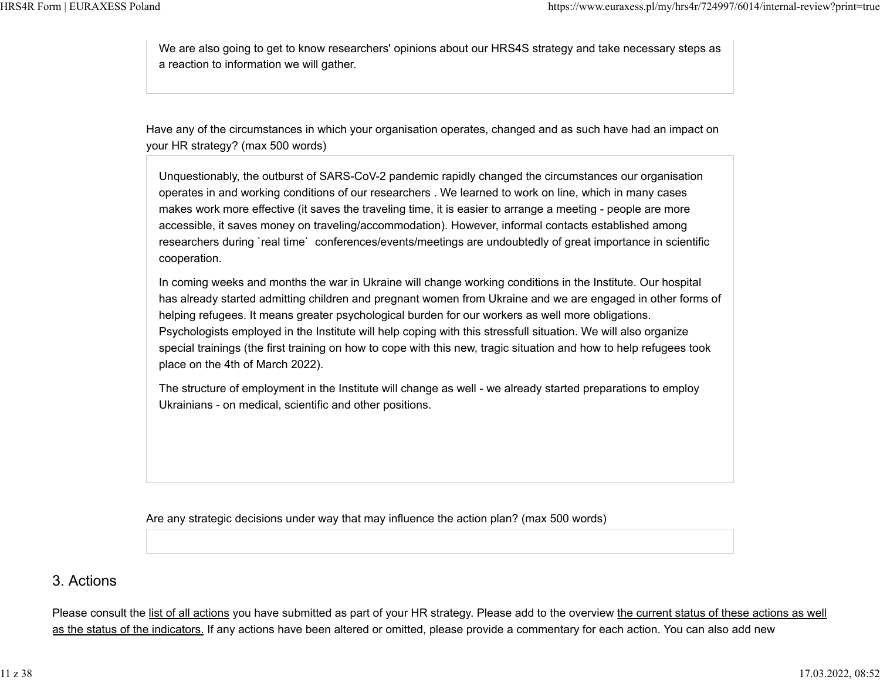We are also going to get to know researchers' opinions about our HRS4S strategy and take necessary steps as a reaction to information we will gather.

Have any of the circumstances in which your organisation operates, changed and as such have had an impact on your HR strategy? (max 500 words)

Unquestionably, the outburst of SARS-CoV-2 pandemic rapidly changed the circumstances our organisation operates in and working conditions of our researchers . We learned to work on line, which in many cases makes work more effective (it saves the traveling time, it is easier to arrange a meeting - people are more accessible, it saves money on traveling/accommodation). However, informal contacts established among researchers during `real time` conferences/events/meetings are undoubtedly of great importance in scientific cooperation.

In coming weeks and months the war in Ukraine will change working conditions in the Institute. Our hospital has already started admitting children and pregnant women from Ukraine and we are engaged in other forms of helping refugees. It means greater psychological burden for our workers as well more obligations. Psychologists employed in the Institute will help coping with this stressfull situation. We will also organize special trainings (the first training on how to cope with this new, tragic situation and how to help refugees took place on the 4th of March 2022).

The structure of employment in the Institute will change as well - we already started preparations to employ Ukrainians - on medical, scientific and other positions.

Are any strategic decisions under way that may influence the action plan? (max 500 words)

## 3. Actions

Please consult the list of all actions you have submitted as part of your HR strategy. Please add to the overview the current status of these actions as well as the status of the indicators. If any actions have been altered or omitted, please provide a commentary for each action. You can also add new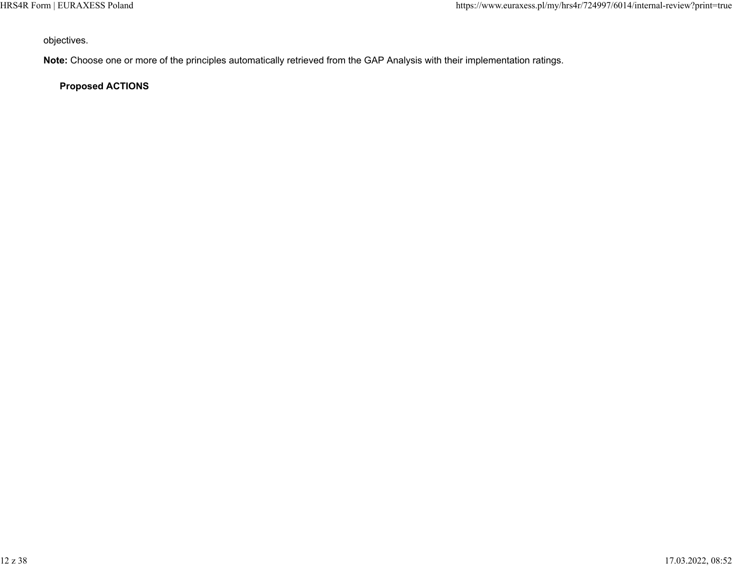objectives.

**Note:** Choose one or more of the principles automatically retrieved from the GAP Analysis with their implementation ratings.

**Proposed ACTIONS**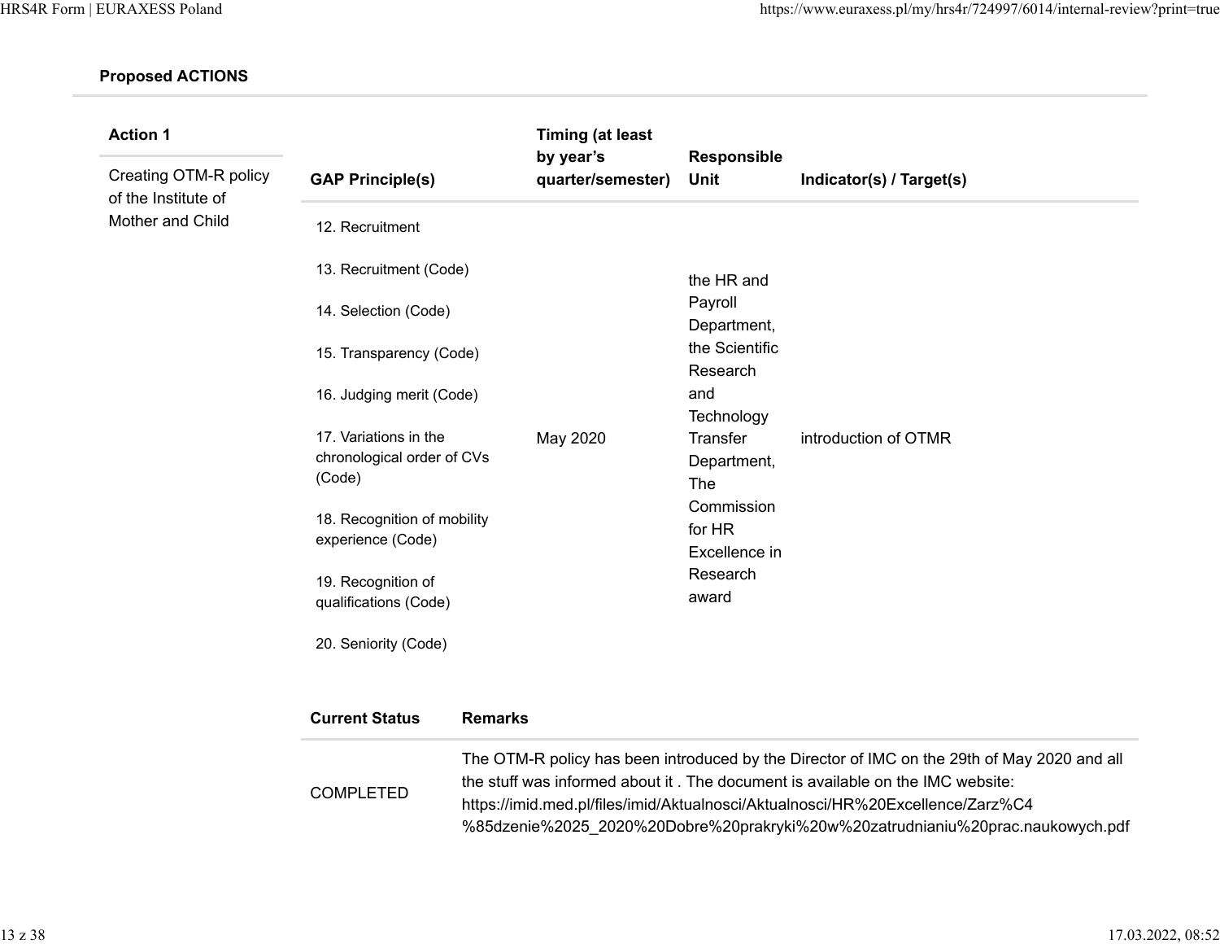**Proposed ACTIONS**

| Action 1 | GAP Principle(s) | Timing (at least by year's quarter/semester) | Responsible Unit | Indicator(s) / Target(s) |
|---|---|---|---|---|
| Creating OTM-R policy of the Institute of Mother and Child | 12. Recruitment<br><br>13. Recruitment (Code)<br><br>14. Selection (Code)<br><br>15. Transparency (Code)<br><br>16. Judging merit (Code)<br><br>17. Variations in the chronological order of CVs (Code)<br><br>18. Recognition of mobility experience (Code)<br><br>19. Recognition of qualifications (Code)<br><br>20. Seniority (Code) | May 2020 | the HR and Payroll Department, the Scientific Research and Technology Transfer Department, The Commission for HR Excellence in Research award | introduction of OTMR |

| Current Status | Remarks |
|---|---|
| COMPLETED | The OTM-R policy has been introduced by the Director of IMC on the 29th of May 2020 and all the stuff was informed about it . The document is available on the IMC website: https://imid.med.pl/files/imid/Aktualnosci/Aktualnosci/HR%20Excellence/Zarz%C4%85dzenie%2025_2020%20Dobre%20prakryki%20w%20zatrudnianiu%20prac.naukowych.pdf |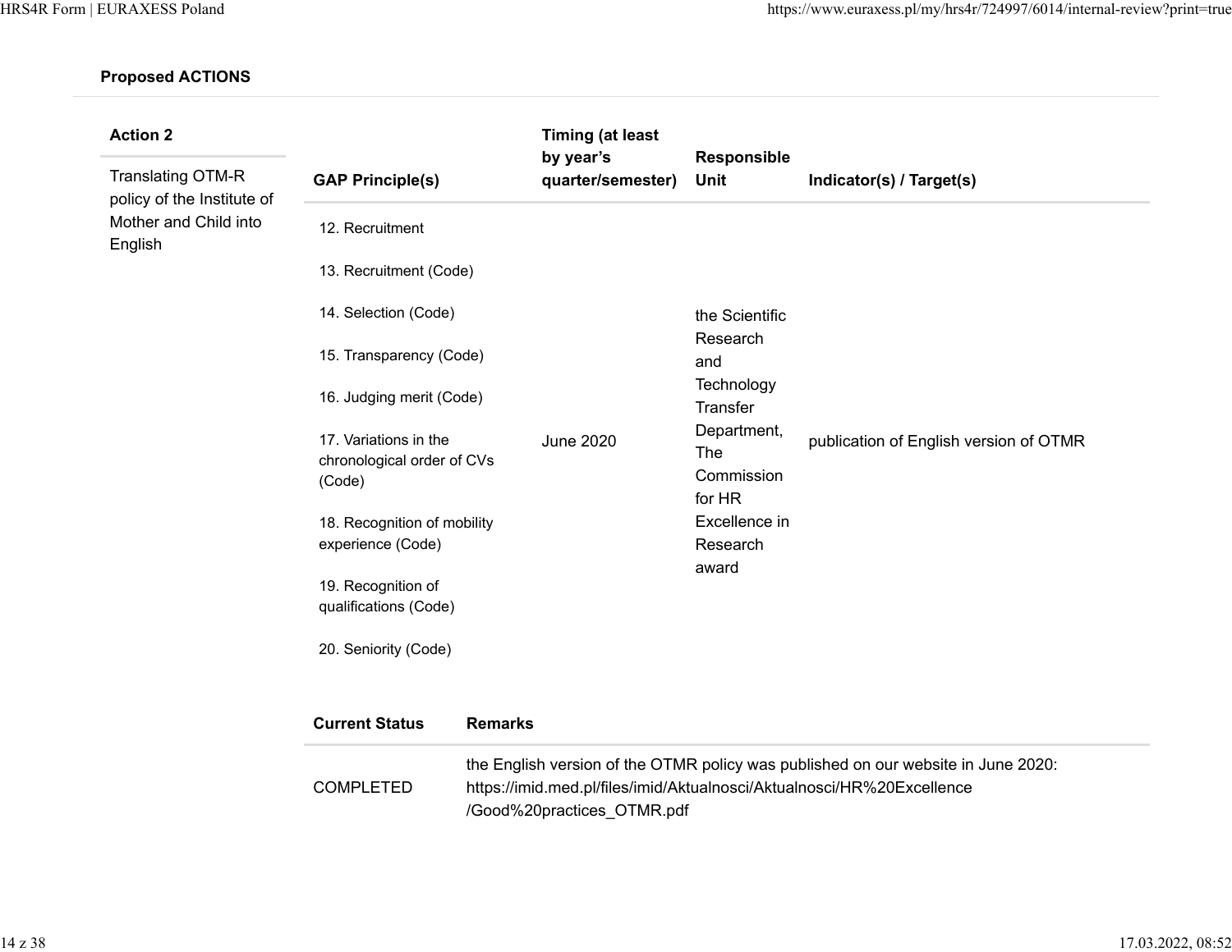**Proposed ACTIONS**

| Action 2 | GAP Principle(s) | Timing (at least by year's quarter/semester) | Responsible Unit | Indicator(s) / Target(s) |
|---|---|---|---|---|
| Translating OTM-R policy of the Institute of Mother and Child into English | 12. Recruitment<br><br>13. Recruitment (Code)<br><br>14. Selection (Code)<br><br>15. Transparency (Code)<br><br>16. Judging merit (Code)<br><br>17. Variations in the chronological order of CVs (Code)<br><br>18. Recognition of mobility experience (Code)<br><br>19. Recognition of qualifications (Code)<br><br>20. Seniority (Code) | June 2020 | the Scientific Research and Technology Transfer Department, The Commission for HR Excellence in Research award | publication of English version of OTMR |

| Current Status | Remarks |
|---|---|
| COMPLETED | the English version of the OTMR policy was published on our website in June 2020: https://imid.med.pl/files/imid/Aktualnosci/Aktualnosci/HR%20Excellence/Good%20practices_OTMR.pdf |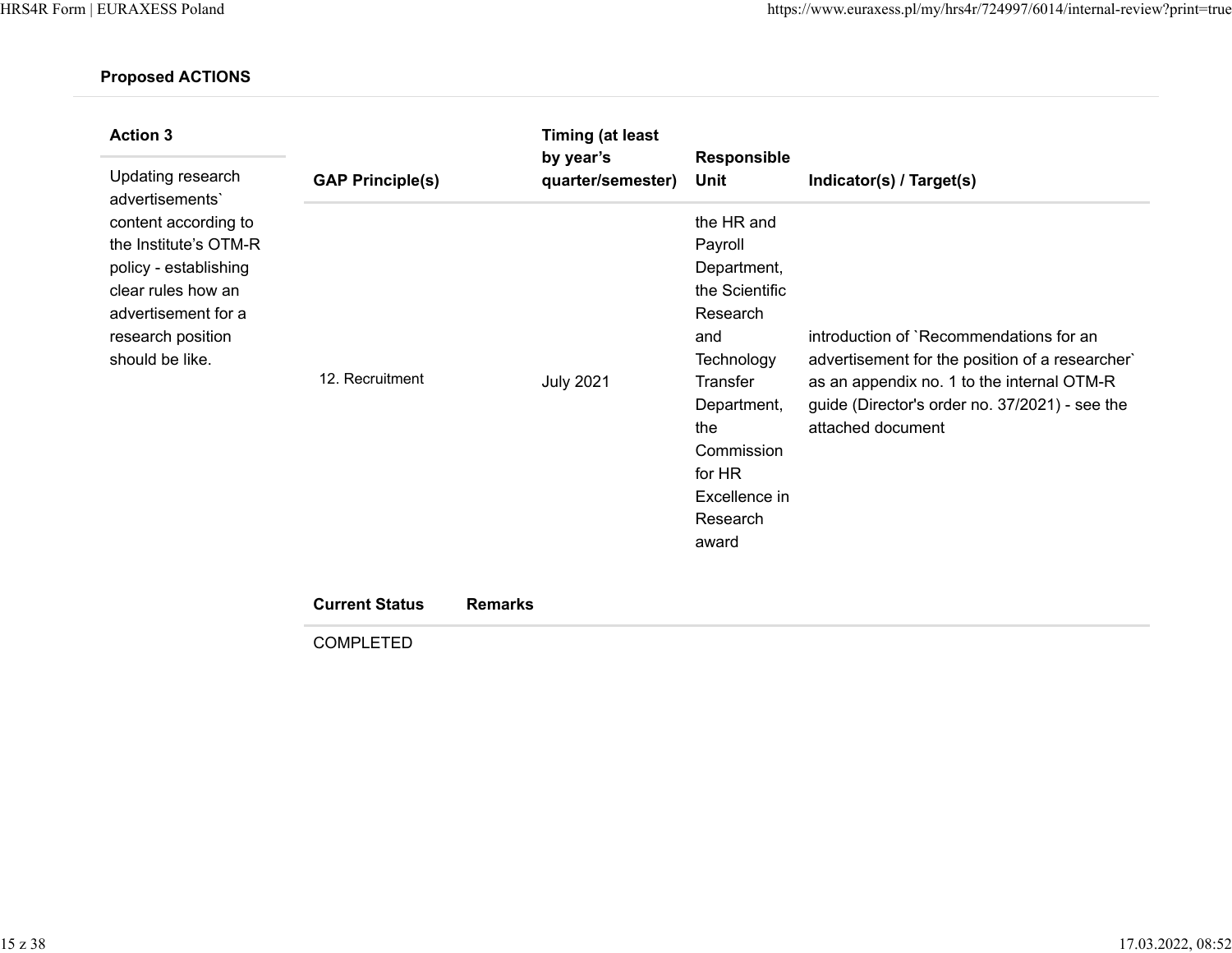**Proposed ACTIONS**

| Action 3 | GAP Principle(s) | Timing (at least by year's quarter/semester) | Responsible Unit | Indicator(s) / Target(s) |
|---|---|---|---|---|
| Updating research advertisements` content according to the Institute's OTM-R policy - establishing clear rules how an advertisement for a research position should be like. | 12. Recruitment | July 2021 | the HR and Payroll Department, the Scientific Research and Technology Transfer Department, the Commission for HR Excellence in Research award | introduction of `Recommendations for an advertisement for the position of a researcher` as an appendix no. 1 to the internal OTM-R guide (Director's order no. 37/2021) - see the attached document |

| Current Status | Remarks |
|---|---|
| COMPLETED | |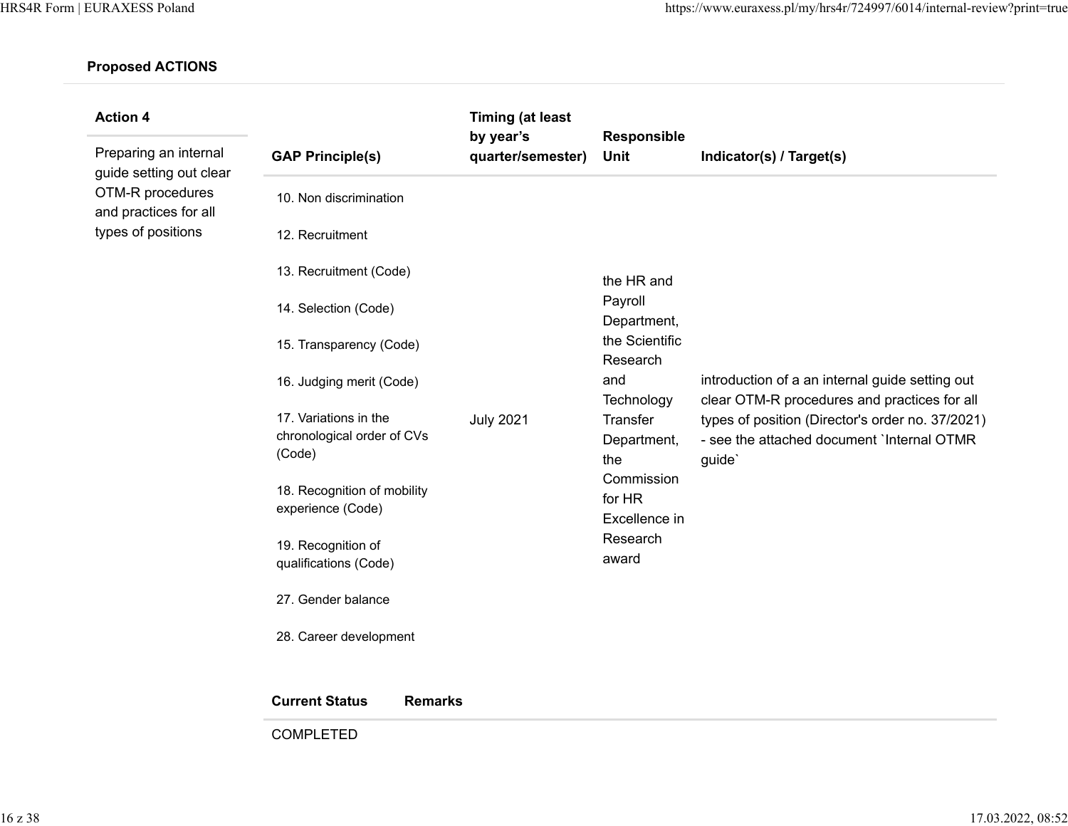**Proposed ACTIONS**

| Action 4 | GAP Principle(s) | Timing (at least by year's quarter/semester) | Responsible Unit | Indicator(s) / Target(s) |
|---|---|---|---|---|
| Preparing an internal guide setting out clear OTM-R procedures and practices for all types of positions | 10. Non discrimination<br>12. Recruitment<br>13. Recruitment (Code)<br>14. Selection (Code)<br>15. Transparency (Code)<br>16. Judging merit (Code)<br>17. Variations in the chronological order of CVs (Code)<br>18. Recognition of mobility experience (Code)<br>19. Recognition of qualifications (Code)<br>27. Gender balance<br>28. Career development | July 2021 | the HR and Payroll Department, the Scientific Research and Technology Transfer Department, the Commission for HR Excellence in Research award | introduction of a an internal guide setting out clear OTM-R procedures and practices for all types of position (Director's order no. 37/2021) - see the attached document `Internal OTMR guide` |

| Current Status | Remarks |
|---|---|
| COMPLETED | |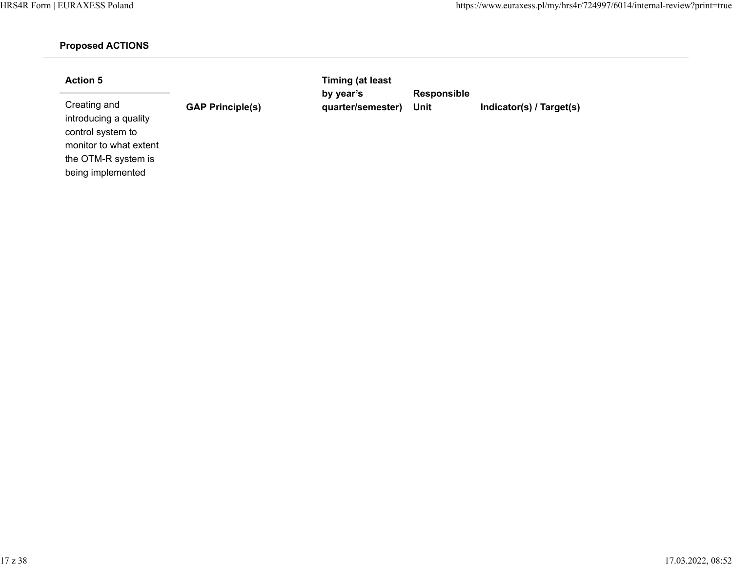**Proposed ACTIONS**

| Action 5 | GAP Principle(s) | Timing (at least by year's quarter/semester) | Responsible Unit | Indicator(s) / Target(s) |
|---|---|---|---|---|
| Creating and introducing a quality control system to monitor to what extent the OTM-R system is being implemented | | | | |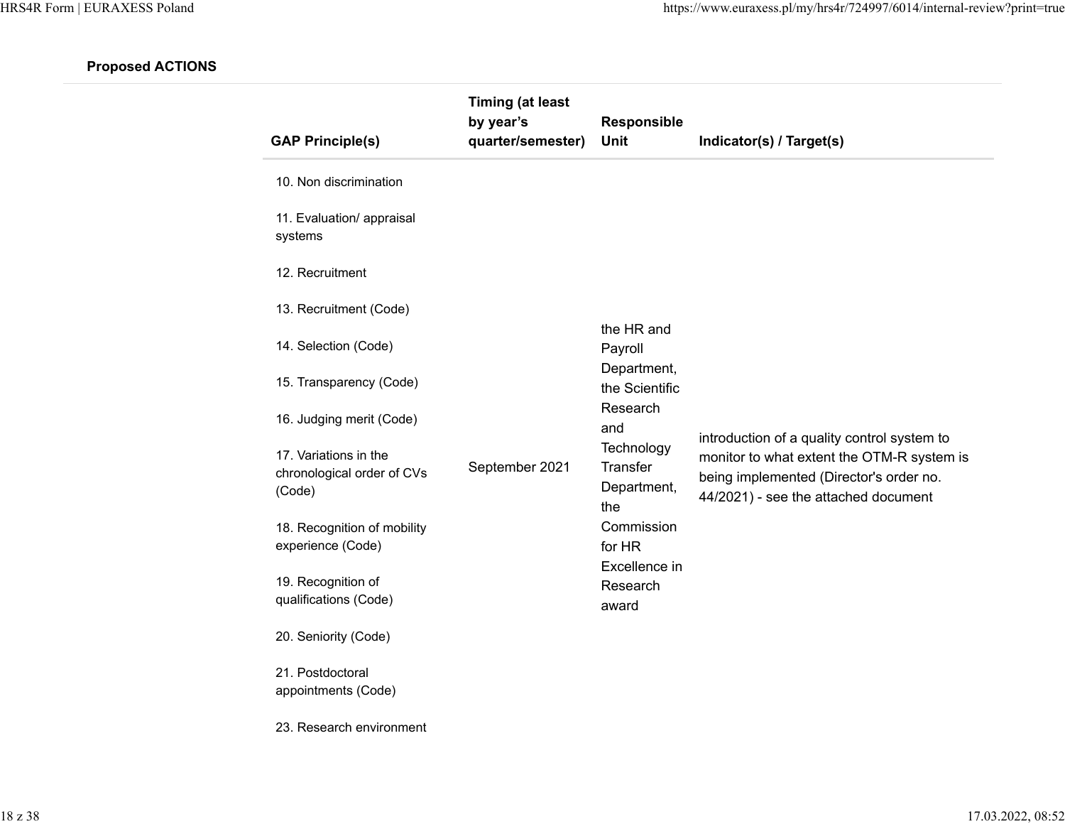**Proposed ACTIONS**

| GAP Principle(s) | Timing (at least by year's quarter/semester) | Responsible Unit | Indicator(s) / Target(s) |
|---|---|---|---|
| 10. Non discrimination<br><br>11. Evaluation/ appraisal systems<br><br>12. Recruitment<br><br>13. Recruitment (Code)<br><br>14. Selection (Code)<br><br>15. Transparency (Code)<br><br>16. Judging merit (Code)<br><br>17. Variations in the chronological order of CVs (Code)<br><br>18. Recognition of mobility experience (Code)<br><br>19. Recognition of qualifications (Code)<br><br>20. Seniority (Code)<br><br>21. Postdoctoral appointments (Code)<br><br>23. Research environment | September 2021 | the HR and Payroll Department, the Scientific Research and Technology Transfer Department, the Commission for HR Excellence in Research award | introduction of a quality control system to monitor to what extent the OTM-R system is being implemented (Director's order no. 44/2021) - see the attached document |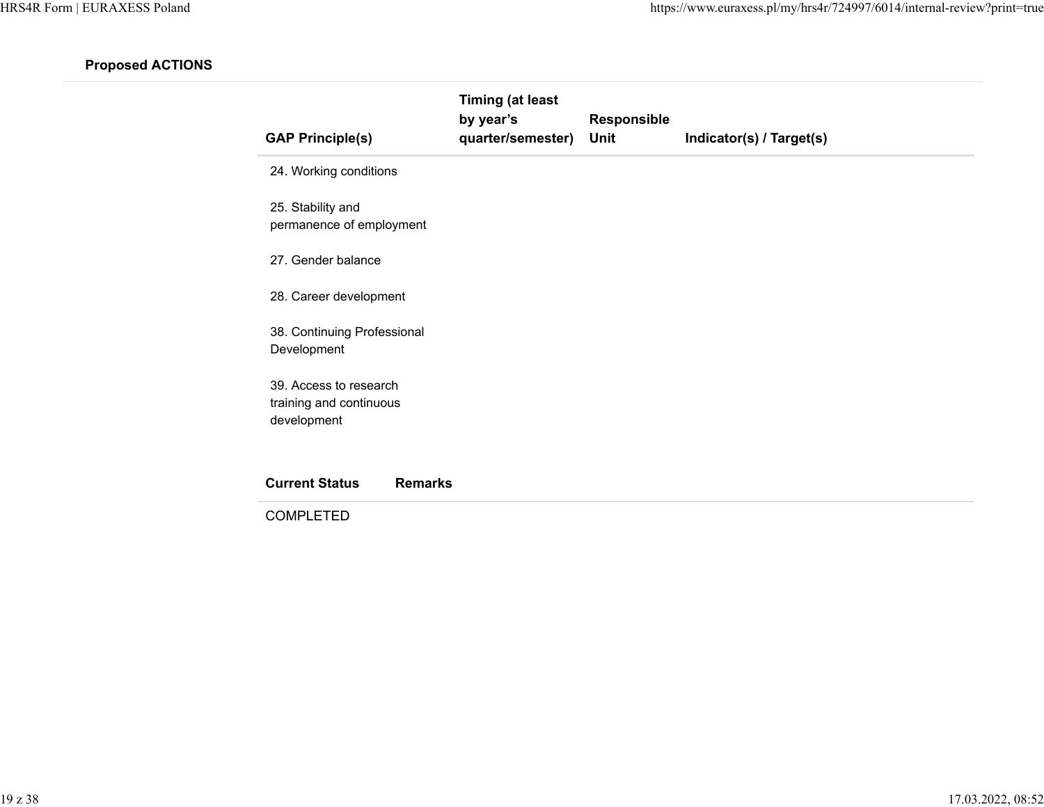**Proposed ACTIONS**

| GAP Principle(s) | Timing (at least by year's quarter/semester) | Responsible Unit | Indicator(s) / Target(s) |
|---|---|---|---|
| 24. Working conditions<br><br>25. Stability and permanence of employment<br><br>27. Gender balance<br><br>28. Career development<br><br>38. Continuing Professional Development<br><br>39. Access to research training and continuous development | | | |

| Current Status | Remarks |
|---|---|
| COMPLETED | |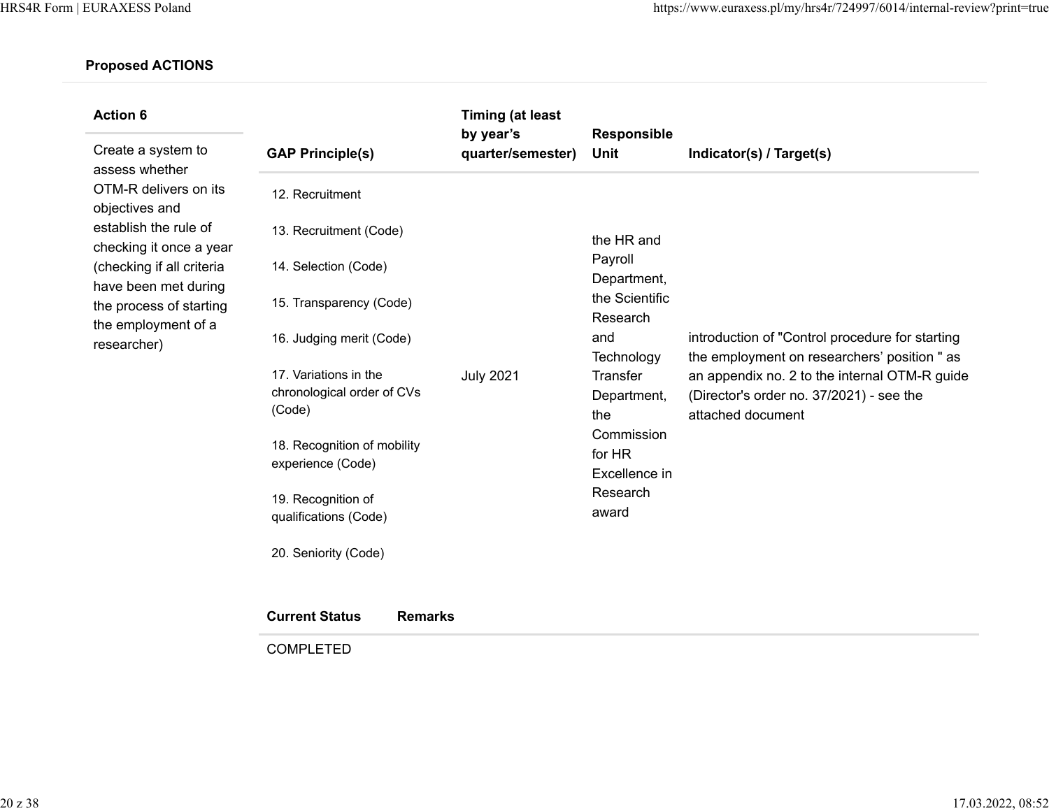**Proposed ACTIONS**

| Action 6 | GAP Principle(s) | Timing (at least by year's quarter/semester) | Responsible Unit | Indicator(s) / Target(s) |
|---|---|---|---|---|
| Create a system to assess whether OTM-R delivers on its objectives and establish the rule of checking it once a year (checking if all criteria have been met during the process of starting the employment of a researcher) | 12. Recruitment<br><br>13. Recruitment (Code)<br><br>14. Selection (Code)<br><br>15. Transparency (Code)<br><br>16. Judging merit (Code)<br><br>17. Variations in the chronological order of CVs (Code)<br><br>18. Recognition of mobility experience (Code)<br><br>19. Recognition of qualifications (Code)<br><br>20. Seniority (Code) | July 2021 | the HR and Payroll Department, the Scientific Research and Technology Transfer Department, the Commission for HR Excellence in Research award | introduction of "Control procedure for starting the employment on researchers' position " as an appendix no. 2 to the internal OTM-R guide (Director's order no. 37/2021) - see the attached document |

| Current Status | Remarks |
|---|---|
| COMPLETED | |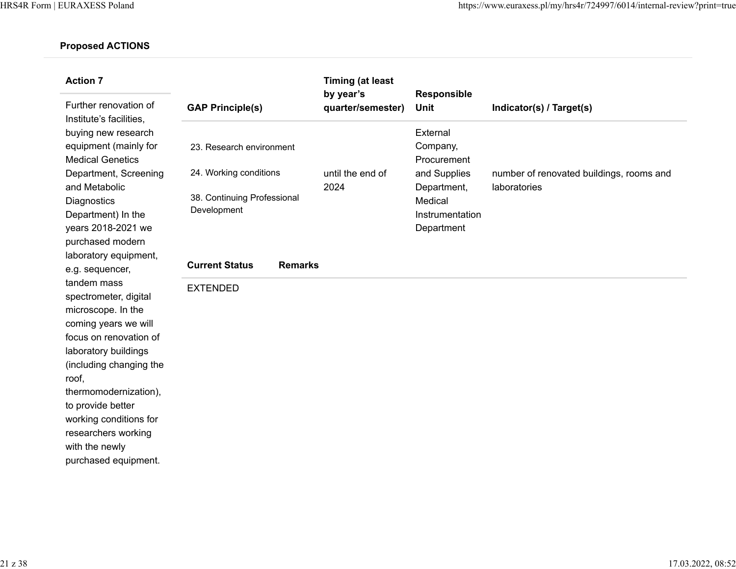**Proposed ACTIONS**

| Action 7 | GAP Principle(s) | Timing (at least by year's quarter/semester) | Responsible Unit | Indicator(s) / Target(s) |
|---|---|---|---|---|
| Further renovation of Institute's facilities, buying new research equipment (mainly for Medical Genetics Department, Screening and Metabolic Diagnostics Department) In the years 2018-2021 we purchased modern laboratory equipment, e.g. sequencer, tandem mass spectrometer, digital microscope. In the coming years we will focus on renovation of laboratory buildings (including changing the roof, thermomodernization), to provide better working conditions for researchers working with the newly purchased equipment. | 23. Research environment<br>24. Working conditions<br>38. Continuing Professional Development | until the end of 2024 | External Company, Procurement and Supplies Department, Medical Instrumentation Department | number of renovated buildings, rooms and laboratories |

| Current Status | Remarks |
|---|---|
| EXTENDED | |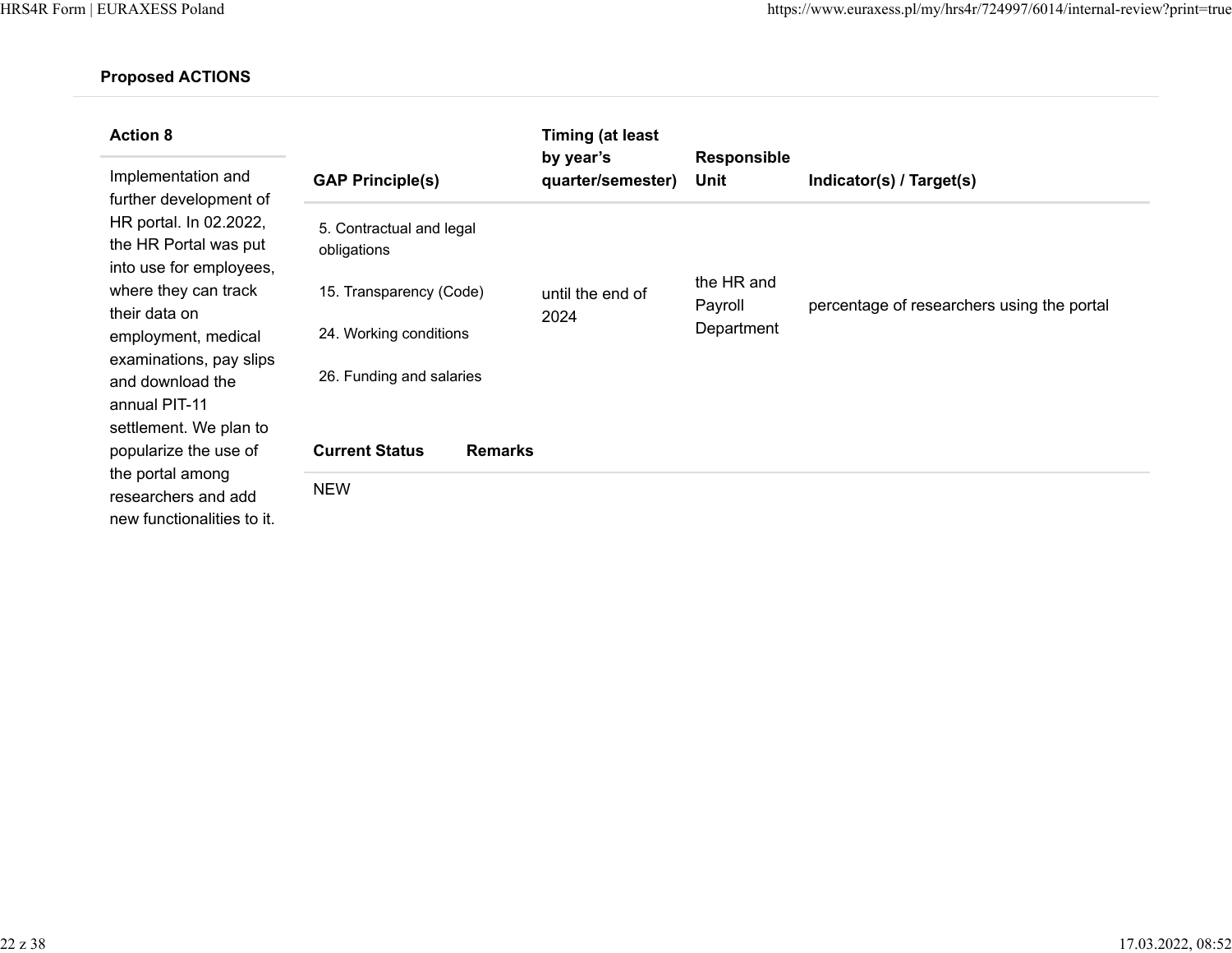**Proposed ACTIONS**

| Action 8 | GAP Principle(s) | Timing (at least by year's quarter/semester) | Responsible Unit | Indicator(s) / Target(s) |
|---|---|---|---|---|
| Implementation and further development of HR portal. In 02.2022, the HR Portal was put into use for employees, where they can track their data on employment, medical examinations, pay slips and download the annual PIT-11 settlement. We plan to popularize the use of the portal among researchers and add new functionalities to it. | 5. Contractual and legal obligations<br><br>15. Transparency (Code)<br><br>24. Working conditions<br><br>26. Funding and salaries | until the end of 2024 | the HR and Payroll Department | percentage of researchers using the portal |

| Current Status | Remarks |
|---|---|
| NEW | |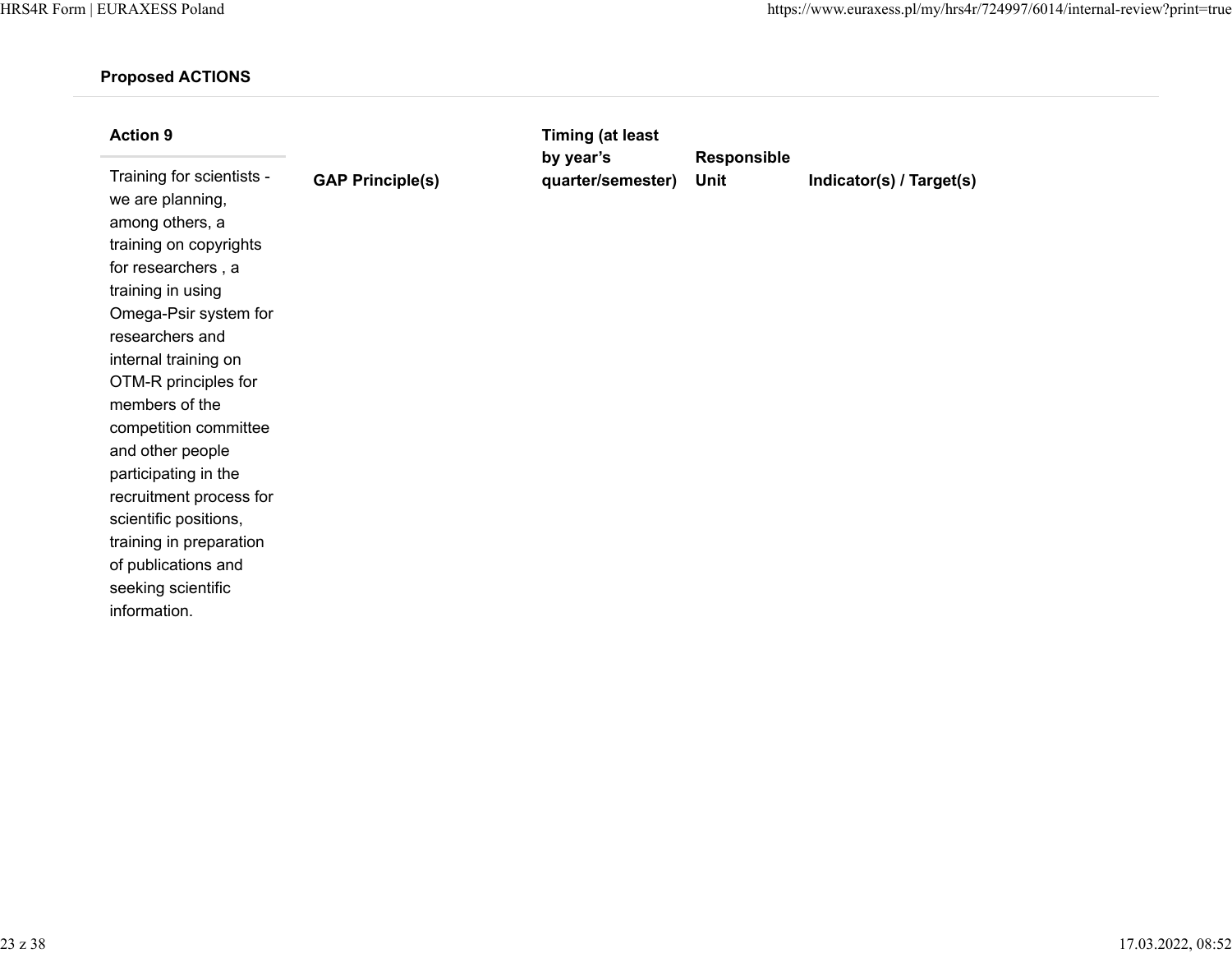**Proposed ACTIONS**

| Action 9 | GAP Principle(s) | Timing (at least by year's quarter/semester) | Responsible Unit | Indicator(s) / Target(s) |
|---|---|---|---|---|
| Training for scientists - we are planning, among others, a training on copyrights for researchers , a training in using Omega-Psir system for researchers and internal training on OTM-R principles for members of the competition committee and other people participating in the recruitment process for scientific positions, training in preparation of publications and seeking scientific information. | | | | |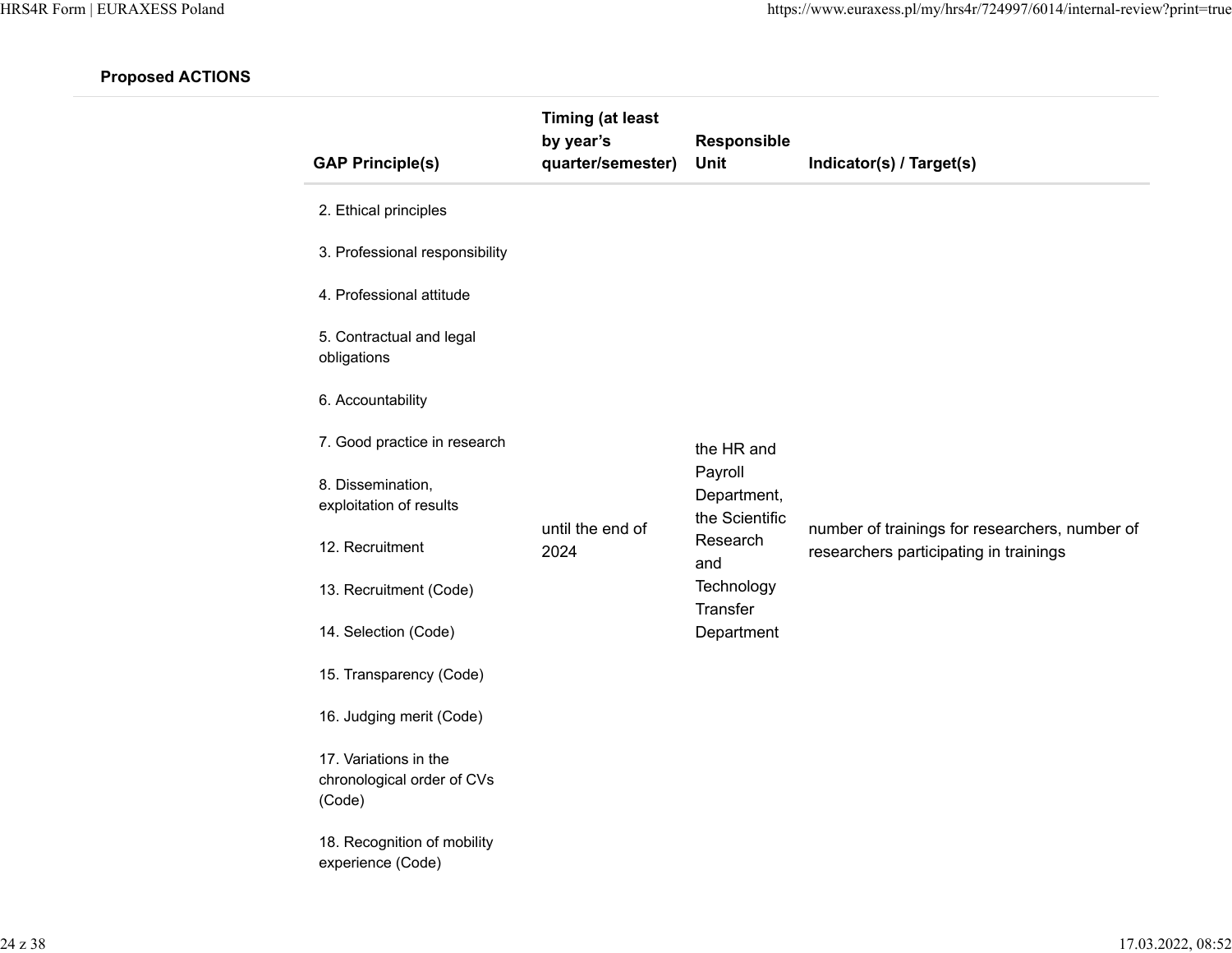**Proposed ACTIONS**

| GAP Principle(s) | Timing (at least by year's quarter/semester) | Responsible Unit | Indicator(s) / Target(s) |
|---|---|---|---|
| 2. Ethical principles<br><br>3. Professional responsibility<br><br>4. Professional attitude<br><br>5. Contractual and legal obligations<br><br>6. Accountability<br><br>7. Good practice in research<br><br>8. Dissemination, exploitation of results<br><br>12. Recruitment<br><br>13. Recruitment (Code)<br><br>14. Selection (Code)<br><br>15. Transparency (Code)<br><br>16. Judging merit (Code)<br><br>17. Variations in the chronological order of CVs (Code)<br><br>18. Recognition of mobility experience (Code) | until the end of 2024 | the HR and Payroll Department, the Scientific Research and Technology Transfer Department | number of trainings for researchers, number of researchers participating in trainings |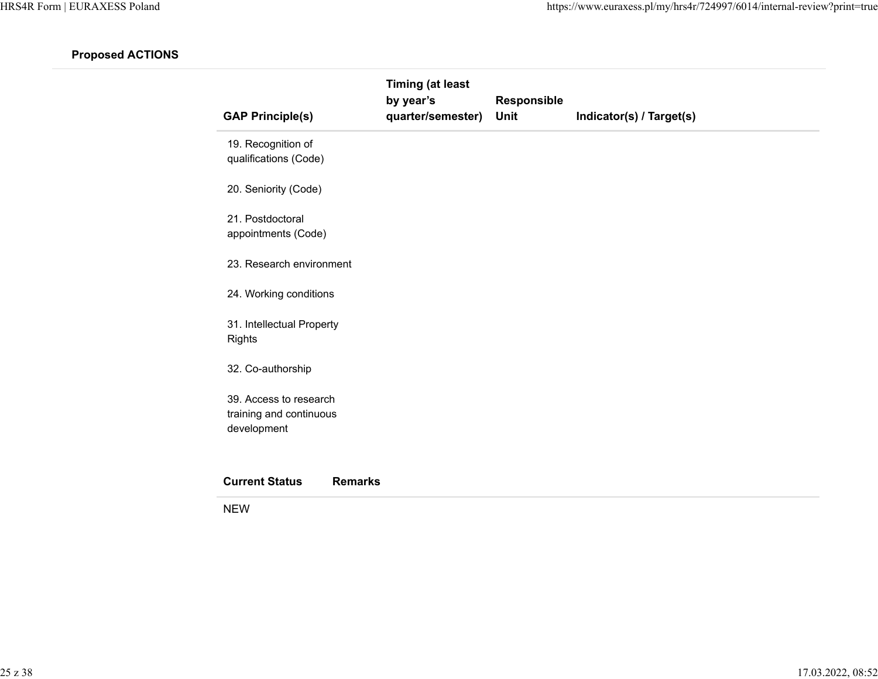**Proposed ACTIONS**

| GAP Principle(s) | Timing (at least by year's quarter/semester) | Responsible Unit | Indicator(s) / Target(s) |
|---|---|---|---|
| 19. Recognition of qualifications (Code)<br><br>20. Seniority (Code)<br><br>21. Postdoctoral appointments (Code)<br><br>23. Research environment<br><br>24. Working conditions<br><br>31. Intellectual Property Rights<br><br>32. Co-authorship<br><br>39. Access to research training and continuous development | | | |

| Current Status | Remarks |
|---|---|
| NEW | |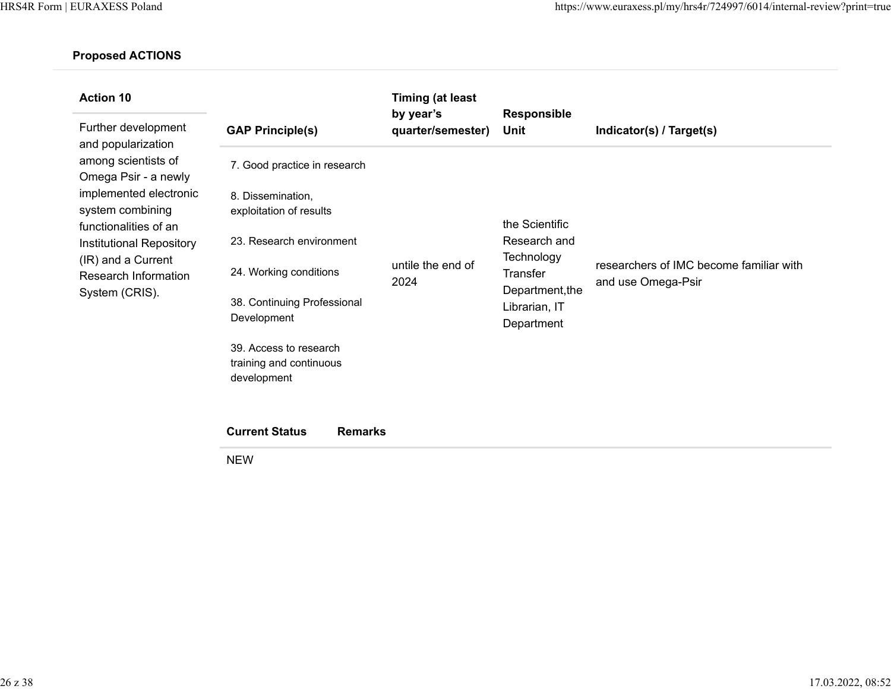**Proposed ACTIONS**

| Action 10 | GAP Principle(s) | Timing (at least by year's quarter/semester) | Responsible Unit | Indicator(s) / Target(s) |
|---|---|---|---|---|
| Further development and popularization among scientists of Omega Psir - a newly implemented electronic system combining functionalities of an Institutional Repository (IR) and a Current Research Information System (CRIS). | 7. Good practice in research<br><br>8. Dissemination, exploitation of results<br><br>23. Research environment<br><br>24. Working conditions<br><br>38. Continuing Professional Development<br><br>39. Access to research training and continuous development | untile the end of 2024 | the Scientific Research and Technology Transfer Department,the Librarian, IT Department | researchers of IMC become familiar with and use Omega-Psir |

| Current Status | Remarks |
|---|---|
| NEW | |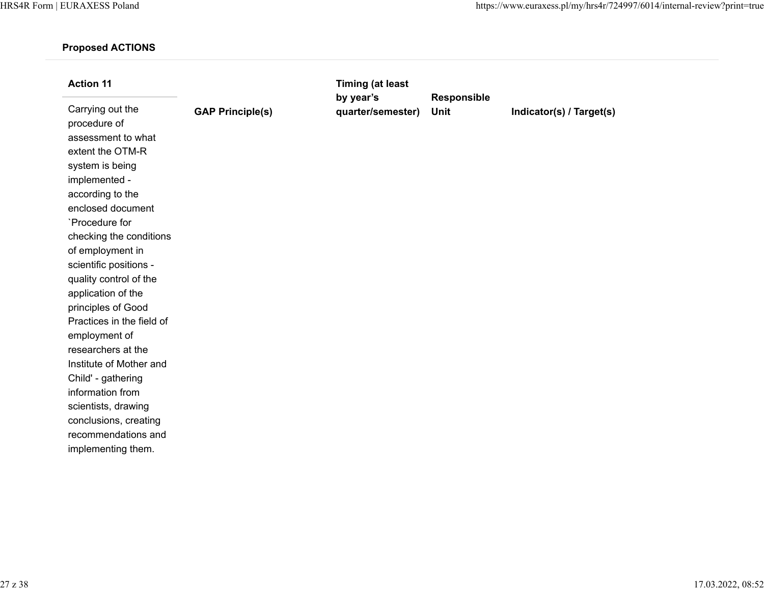**Proposed ACTIONS**

| Action 11 | GAP Principle(s) | Timing (at least by year's quarter/semester) | Responsible Unit | Indicator(s) / Target(s) |
|---|---|---|---|---|
| Carrying out the procedure of assessment to what extent the OTM-R system is being implemented - according to the enclosed document `Procedure for checking the conditions of employment in scientific positions - quality control of the application of the principles of Good Practices in the field of employment of researchers at the Institute of Mother and Child' - gathering information from scientists, drawing conclusions, creating recommendations and implementing them. | | | | |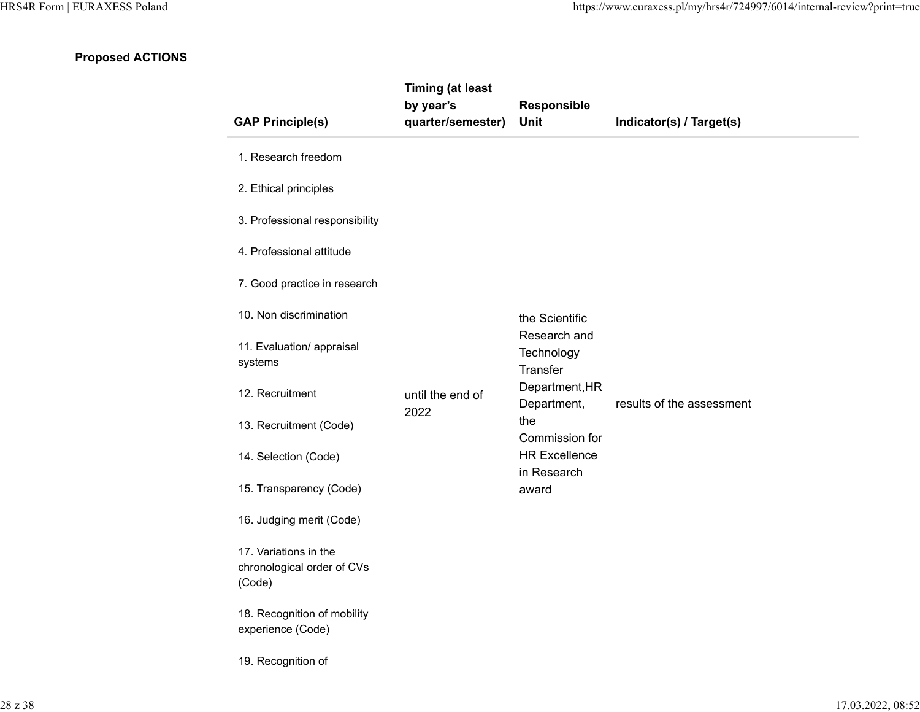**Proposed ACTIONS**

| GAP Principle(s) | Timing (at least by year's quarter/semester) | Responsible Unit | Indicator(s) / Target(s) |
|---|---|---|---|
| 1. Research freedom<br><br>2. Ethical principles<br><br>3. Professional responsibility<br><br>4. Professional attitude<br><br>7. Good practice in research<br><br>10. Non discrimination<br><br>11. Evaluation/ appraisal systems<br><br>12. Recruitment<br><br>13. Recruitment (Code)<br><br>14. Selection (Code)<br><br>15. Transparency (Code)<br><br>16. Judging merit (Code)<br><br>17. Variations in the chronological order of CVs (Code)<br><br>18. Recognition of mobility experience (Code)<br><br>19. Recognition of | until the end of 2022 | the Scientific Research and Technology Transfer Department,HR Department, the Commission for HR Excellence in Research award | results of the assessment |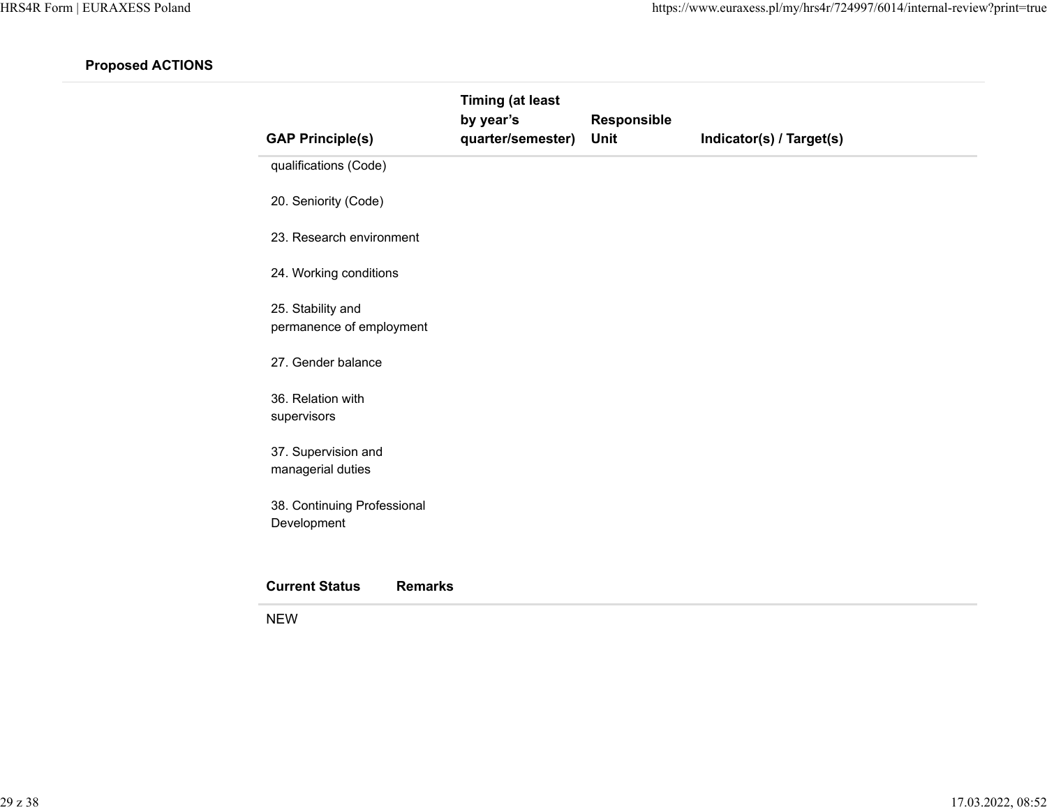**Proposed ACTIONS**

| GAP Principle(s) | Timing (at least by year's quarter/semester) | Responsible Unit | Indicator(s) / Target(s) |
|---|---|---|---|
| qualifications (Code)<br><br>20. Seniority (Code)<br><br>23. Research environment<br><br>24. Working conditions<br><br>25. Stability and permanence of employment<br><br>27. Gender balance<br><br>36. Relation with supervisors<br><br>37. Supervision and managerial duties<br><br>38. Continuing Professional Development | | | |

| Current Status | Remarks |
|---|---|
| NEW | |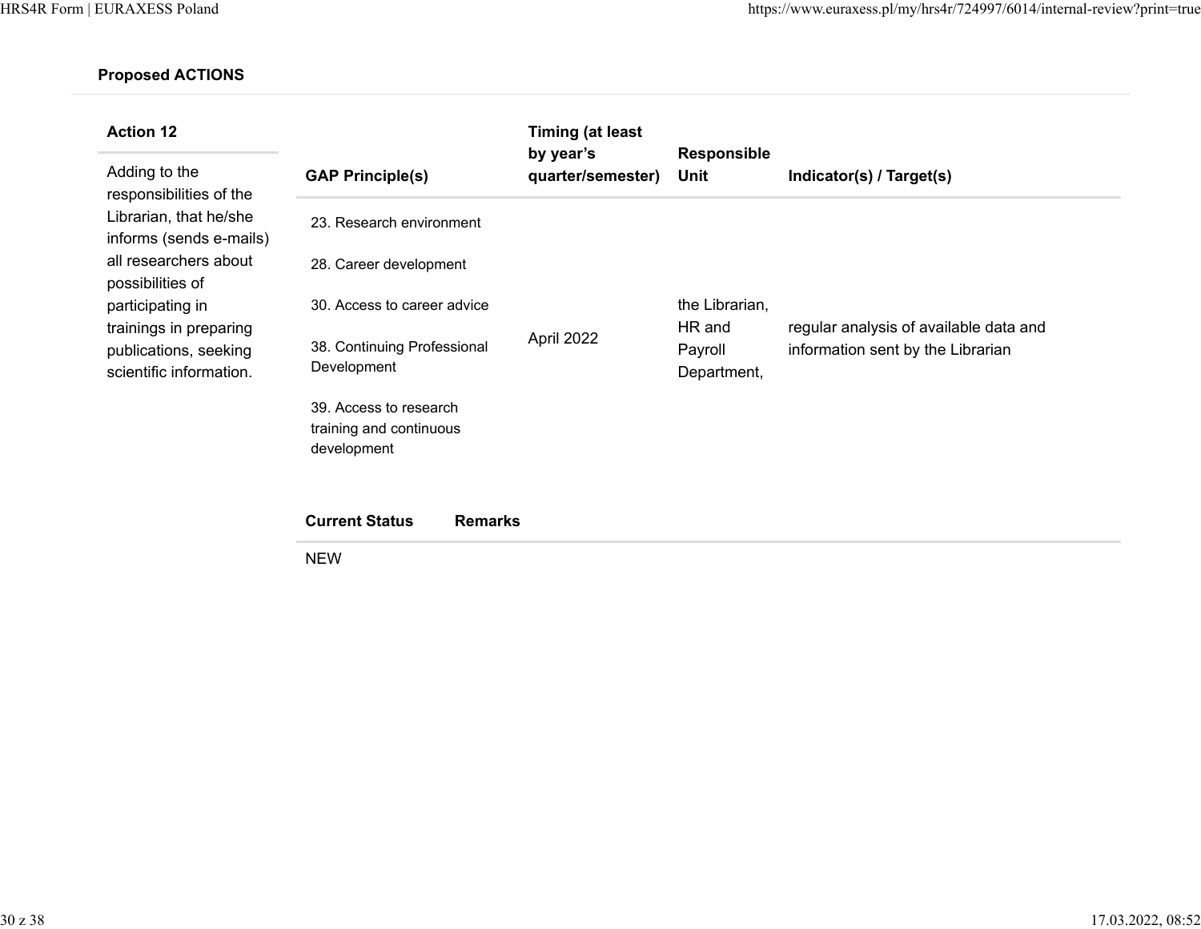**Proposed ACTIONS**

| Action 12 | GAP Principle(s) | Timing (at least by year's quarter/semester) | Responsible Unit | Indicator(s) / Target(s) |
|---|---|---|---|---|
| Adding to the responsibilities of the Librarian, that he/she informs (sends e-mails) all researchers about possibilities of participating in trainings in preparing publications, seeking scientific information. | 23. Research environment<br><br>28. Career development<br><br>30. Access to career advice<br><br>38. Continuing Professional Development<br><br>39. Access to research training and continuous development | April 2022 | the Librarian, HR and Payroll Department, | regular analysis of available data and information sent by the Librarian |

| Current Status | Remarks |
|---|---|
| NEW | |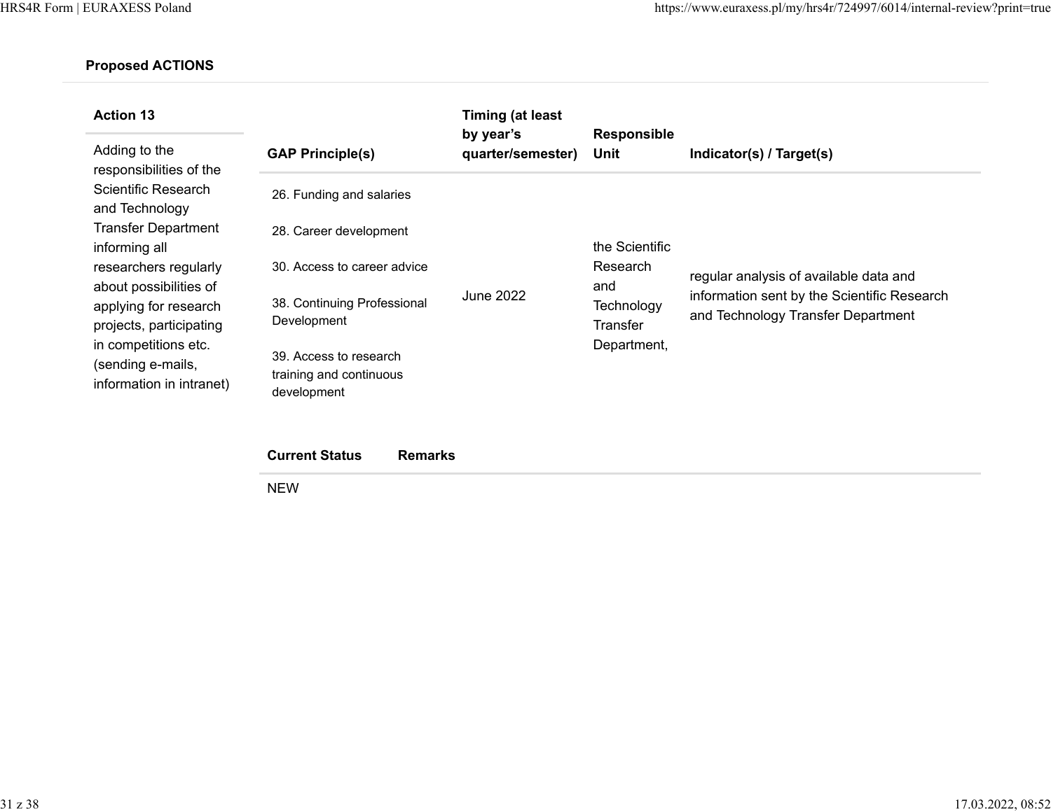**Proposed ACTIONS**

| Action 13 | GAP Principle(s) | Timing (at least by year's quarter/semester) | Responsible Unit | Indicator(s) / Target(s) |
|---|---|---|---|---|
| Adding to the responsibilities of the Scientific Research and Technology Transfer Department informing all researchers regularly about possibilities of applying for research projects, participating in competitions etc. (sending e-mails, information in intranet) | 26. Funding and salaries<br><br>28. Career development<br><br>30. Access to career advice<br><br>38. Continuing Professional Development<br><br>39. Access to research training and continuous development | June 2022 | the Scientific Research and Technology Transfer Department, | regular analysis of available data and information sent by the Scientific Research and Technology Transfer Department |

| Current Status | Remarks |
|---|---|
| NEW | |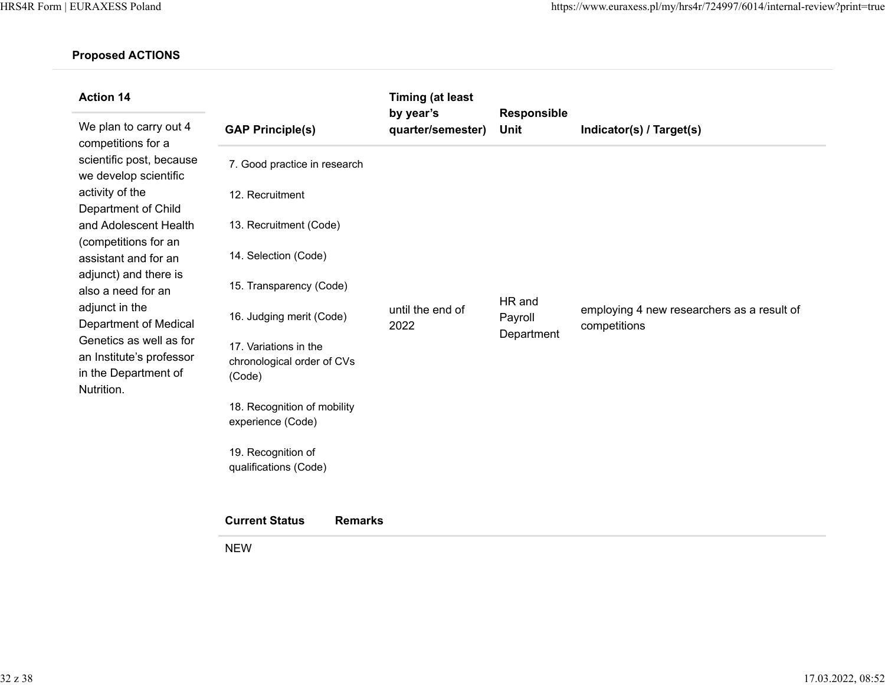**Proposed ACTIONS**

| Action 14 | GAP Principle(s) | Timing (at least by year's quarter/semester) | Responsible Unit | Indicator(s) / Target(s) |
|---|---|---|---|---|
| We plan to carry out 4 competitions for a scientific post, because we develop scientific activity of the Department of Child and Adolescent Health (competitions for an assistant and for an adjunct) and there is also a need for an adjunct in the Department of Medical Genetics as well as for an Institute's professor in the Department of Nutrition. | 7. Good practice in research<br><br>12. Recruitment<br><br>13. Recruitment (Code)<br><br>14. Selection (Code)<br><br>15. Transparency (Code)<br><br>16. Judging merit (Code)<br><br>17. Variations in the chronological order of CVs (Code)<br><br>18. Recognition of mobility experience (Code)<br><br>19. Recognition of qualifications (Code) | until the end of 2022 | HR and Payroll Department | employing 4 new researchers as a result of competitions |

| Current Status | Remarks |
|---|---|
| NEW | |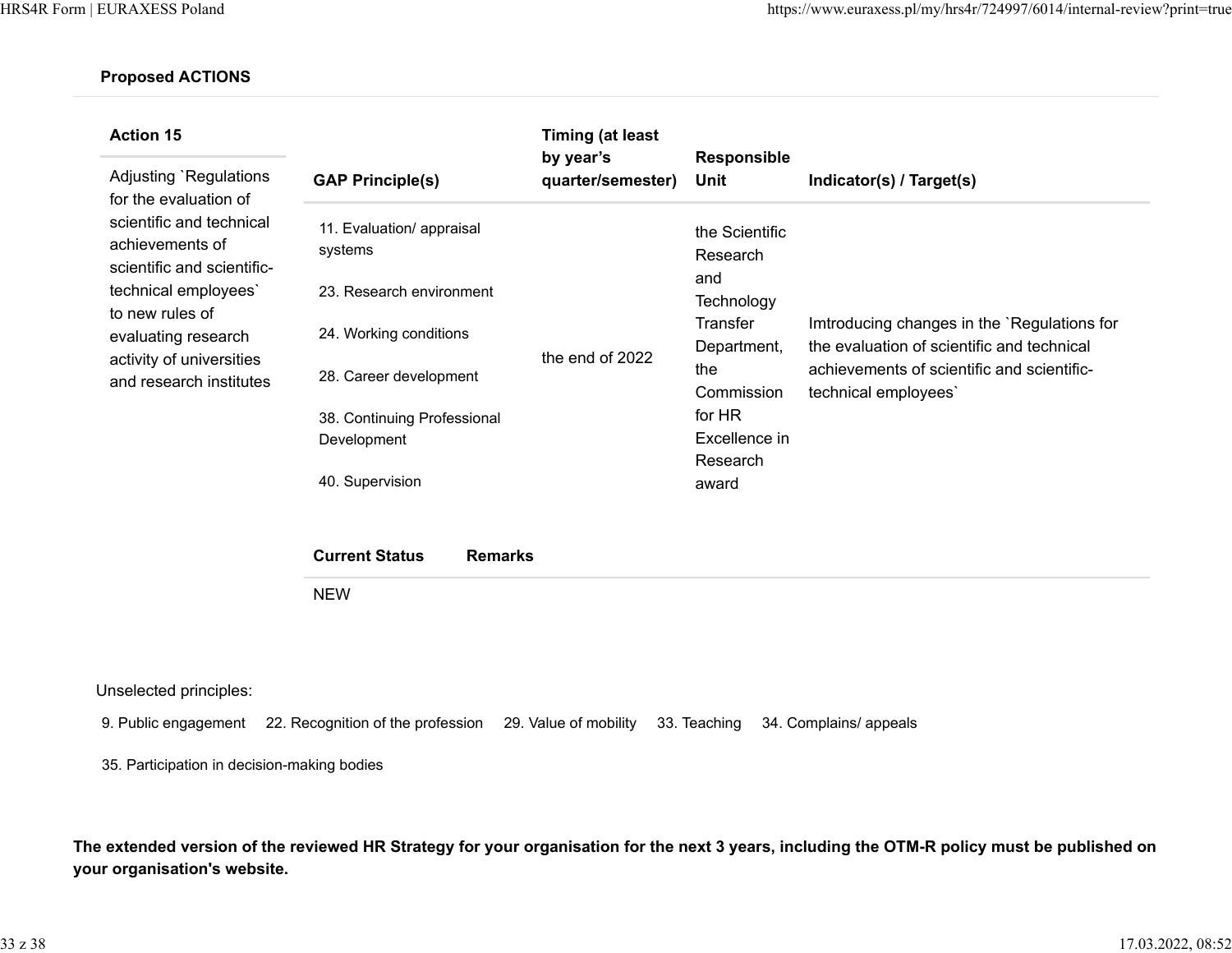**Proposed ACTIONS**

| Action 15 | GAP Principle(s) | Timing (at least by year's quarter/semester) | Responsible Unit | Indicator(s) / Target(s) |
|---|---|---|---|---|
| Adjusting `Regulations for the evaluation of scientific and technical achievements of scientific and scientific-technical employees` to new rules of evaluating research activity of universities and research institutes | 11. Evaluation/ appraisal systems<br><br>23. Research environment<br><br>24. Working conditions<br><br>28. Career development<br><br>38. Continuing Professional Development<br><br>40. Supervision | the end of 2022 | the Scientific Research and Technology Transfer Department, the Commission for HR Excellence in Research award | Imtroducing changes in the `Regulations for the evaluation of scientific and technical achievements of scientific and scientific-technical employees` |

| Current Status | Remarks |
|---|---|
| NEW | |

Unselected principles:

9. Public engagement 22. Recognition of the profession 29. Value of mobility 33. Teaching 34. Complains/ appeals

35. Participation in decision-making bodies

**The extended version of the reviewed HR Strategy for your organisation for the next 3 years, including the OTM-R policy must be published on your organisation's website.**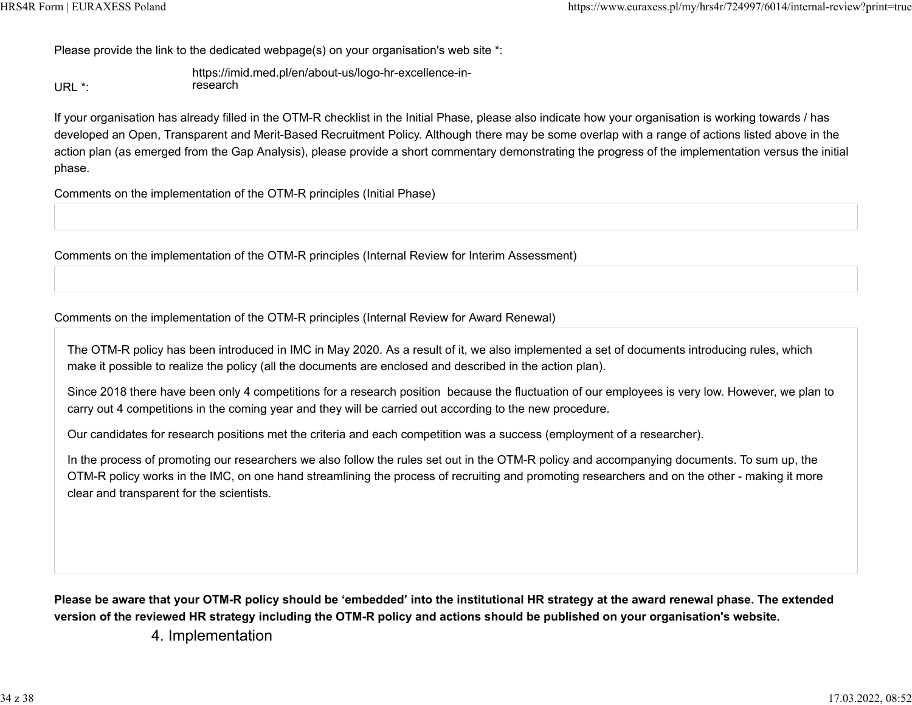Please provide the link to the dedicated webpage(s) on your organisation's web site *:

URL *: https://imid.med.pl/en/about-us/logo-hr-excellence-in-research

If your organisation has already filled in the OTM-R checklist in the Initial Phase, please also indicate how your organisation is working towards / has developed an Open, Transparent and Merit-Based Recruitment Policy. Although there may be some overlap with a range of actions listed above in the action plan (as emerged from the Gap Analysis), please provide a short commentary demonstrating the progress of the implementation versus the initial phase.

Comments on the implementation of the OTM-R principles (Initial Phase)

Comments on the implementation of the OTM-R principles (Internal Review for Interim Assessment)

Comments on the implementation of the OTM-R principles (Internal Review for Award Renewal)

The OTM-R policy has been introduced in IMC in May 2020. As a result of it, we also implemented a set of documents introducing rules, which make it possible to realize the policy (all the documents are enclosed and described in the action plan).

Since 2018 there have been only 4 competitions for a research position because the fluctuation of our employees is very low. However, we plan to carry out 4 competitions in the coming year and they will be carried out according to the new procedure.

Our candidates for research positions met the criteria and each competition was a success (employment of a researcher).

In the process of promoting our researchers we also follow the rules set out in the OTM-R policy and accompanying documents. To sum up, the OTM-R policy works in the IMC, on one hand streamlining the process of recruiting and promoting researchers and on the other - making it more clear and transparent for the scientists.

**Please be aware that your OTM-R policy should be 'embedded' into the institutional HR strategy at the award renewal phase. The extended version of the reviewed HR strategy including the OTM-R policy and actions should be published on your organisation's website.**

## 4. Implementation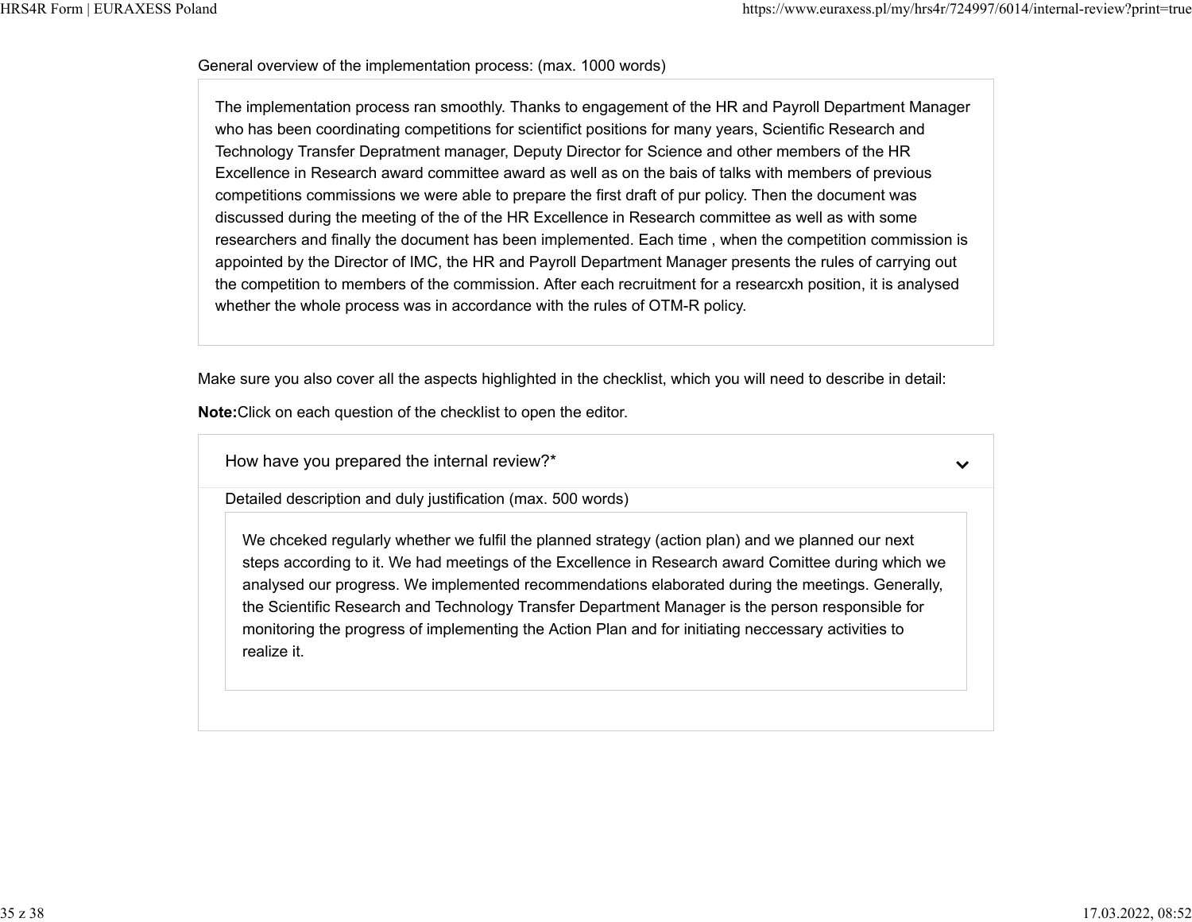General overview of the implementation process: (max. 1000 words)

The implementation process ran smoothly. Thanks to engagement of the HR and Payroll Department Manager who has been coordinating competitions for scientifict positions for many years, Scientific Research and Technology Transfer Depratment manager, Deputy Director for Science and other members of the HR Excellence in Research award committee award as well as on the bais of talks with members of previous competitions commissions we were able to prepare the first draft of pur policy. Then the document was discussed during the meeting of the of the HR Excellence in Research committee as well as with some researchers and finally the document has been implemented. Each time , when the competition commission is appointed by the Director of IMC, the HR and Payroll Department Manager presents the rules of carrying out the competition to members of the commission. After each recruitment for a researcxh position, it is analysed whether the whole process was in accordance with the rules of OTM-R policy.

Make sure you also cover all the aspects highlighted in the checklist, which you will need to describe in detail:

**Note:**Click on each question of the checklist to open the editor.

How have you prepared the internal review?*

Detailed description and duly justification (max. 500 words)

We chceked regularly whether we fulfil the planned strategy (action plan) and we planned our next steps according to it. We had meetings of the Excellence in Research award Comittee during which we analysed our progress. We implemented recommendations elaborated during the meetings. Generally, the Scientific Research and Technology Transfer Department Manager is the person responsible for monitoring the progress of implementing the Action Plan and for initiating neccessary activities to realize it.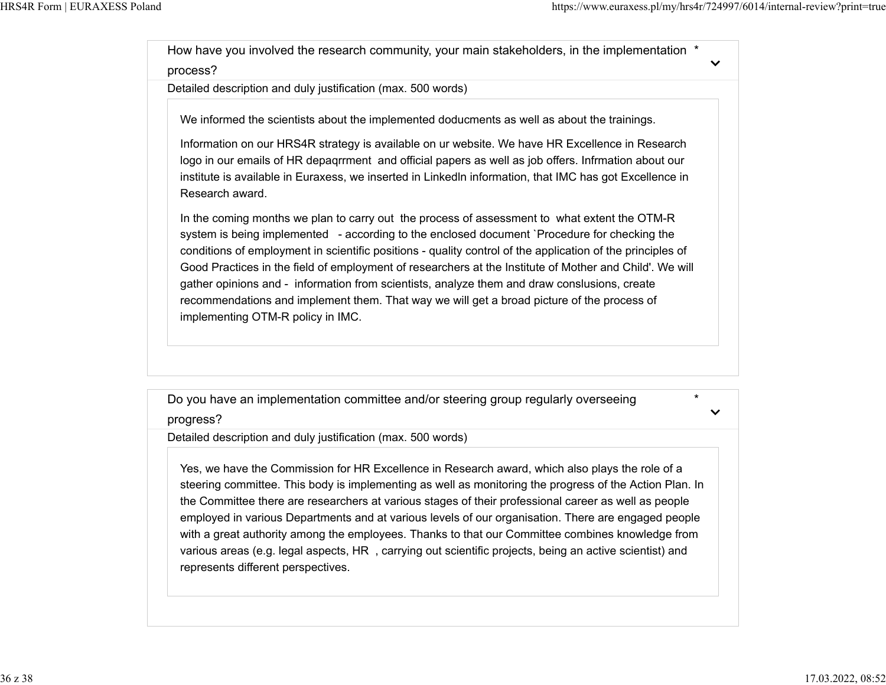## How have you involved the research community, your main stakeholders, in the implementation process? *

Detailed description and duly justification (max. 500 words)

We informed the scientists about the implemented doducments as well as about the trainings.

Information on our HRS4R strategy is available on ur website. We have HR Excellence in Research logo in our emails of HR depaqrrment  and official papers as well as job offers. Infrmation about our institute is available in Euraxess, we inserted in Linkedln information, that IMC has got Excellence in Research award.

In the coming months we plan to carry out  the process of assessment to  what extent the OTM-R system is being implemented   - according to the enclosed document `Procedure for checking the conditions of employment in scientific positions - quality control of the application of the principles of Good Practices in the field of employment of researchers at the Institute of Mother and Child'. We will gather opinions and -  information from scientists, analyze them and draw conslusions, create recommendations and implement them. That way we will get a broad picture of the process of implementing OTM-R policy in IMC.

## Do you have an implementation committee and/or steering group regularly overseeing progress? *

Detailed description and duly justification (max. 500 words)

Yes, we have the Commission for HR Excellence in Research award, which also plays the role of a steering committee. This body is implementing as well as monitoring the progress of the Action Plan. In the Committee there are researchers at various stages of their professional career as well as people employed in various Departments and at various levels of our organisation. There are engaged people with a great authority among the employees. Thanks to that our Committee combines knowledge from various areas (e.g. legal aspects, HR  , carrying out scientific projects, being an active scientist) and represents different perspectives.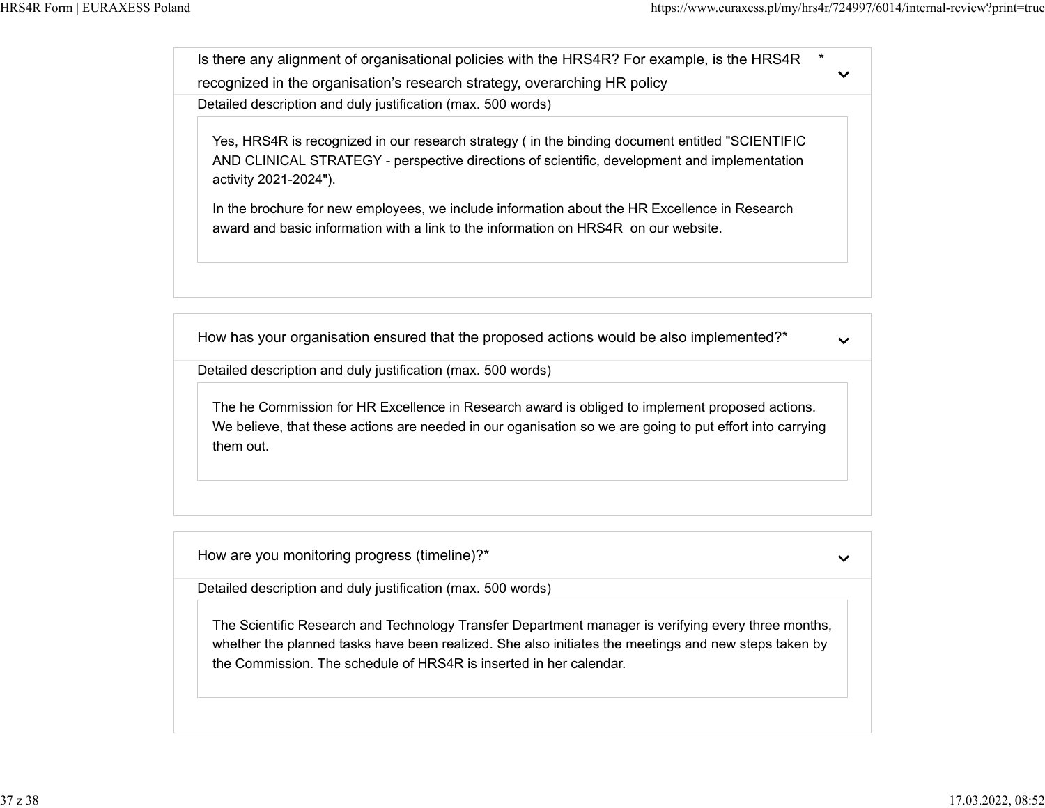### Is there any alignment of organisational policies with the HRS4R? For example, is the HRS4R recognized in the organisation's research strategy, overarching HR policy *

Detailed description and duly justification (max. 500 words)

Yes, HRS4R is recognized in our research strategy ( in the binding document entitled "SCIENTIFIC AND CLINICAL STRATEGY - perspective directions of scientific, development and implementation activity 2021-2024").

In the brochure for new employees, we include information about the HR Excellence in Research award and basic information with a link to the information on HRS4R on our website.

### How has your organisation ensured that the proposed actions would be also implemented?*

Detailed description and duly justification (max. 500 words)

The he Commission for HR Excellence in Research award is obliged to implement proposed actions. We believe, that these actions are needed in our oganisation so we are going to put effort into carrying them out.

### How are you monitoring progress (timeline)?*

Detailed description and duly justification (max. 500 words)

The Scientific Research and Technology Transfer Department manager is verifying every three months, whether the planned tasks have been realized. She also initiates the meetings and new steps taken by the Commission. The schedule of HRS4R is inserted in her calendar.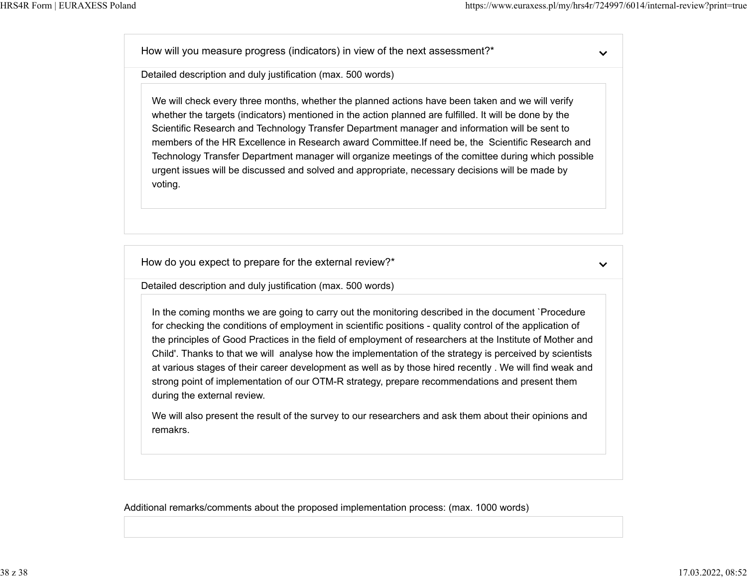## How will you measure progress (indicators) in view of the next assessment?*

Detailed description and duly justification (max. 500 words)

We will check every three months, whether the planned actions have been taken and we will verify whether the targets (indicators) mentioned in the action planned are fulfilled. It will be done by the Scientific Research and Technology Transfer Department manager and information will be sent to members of the HR Excellence in Research award Committee.If need be, the Scientific Research and Technology Transfer Department manager will organize meetings of the comittee during which possible urgent issues will be discussed and solved and appropriate, necessary decisions will be made by voting.

## How do you expect to prepare for the external review?*

Detailed description and duly justification (max. 500 words)

In the coming months we are going to carry out the monitoring described in the document `Procedure for checking the conditions of employment in scientific positions - quality control of the application of the principles of Good Practices in the field of employment of researchers at the Institute of Mother and Child'. Thanks to that we will analyse how the implementation of the strategy is perceived by scientists at various stages of their career development as well as by those hired recently . We will find weak and strong point of implementation of our OTM-R strategy, prepare recommendations and present them during the external review.

We will also present the result of the survey to our researchers and ask them about their opinions and remakrs.

Additional remarks/comments about the proposed implementation process: (max. 1000 words)